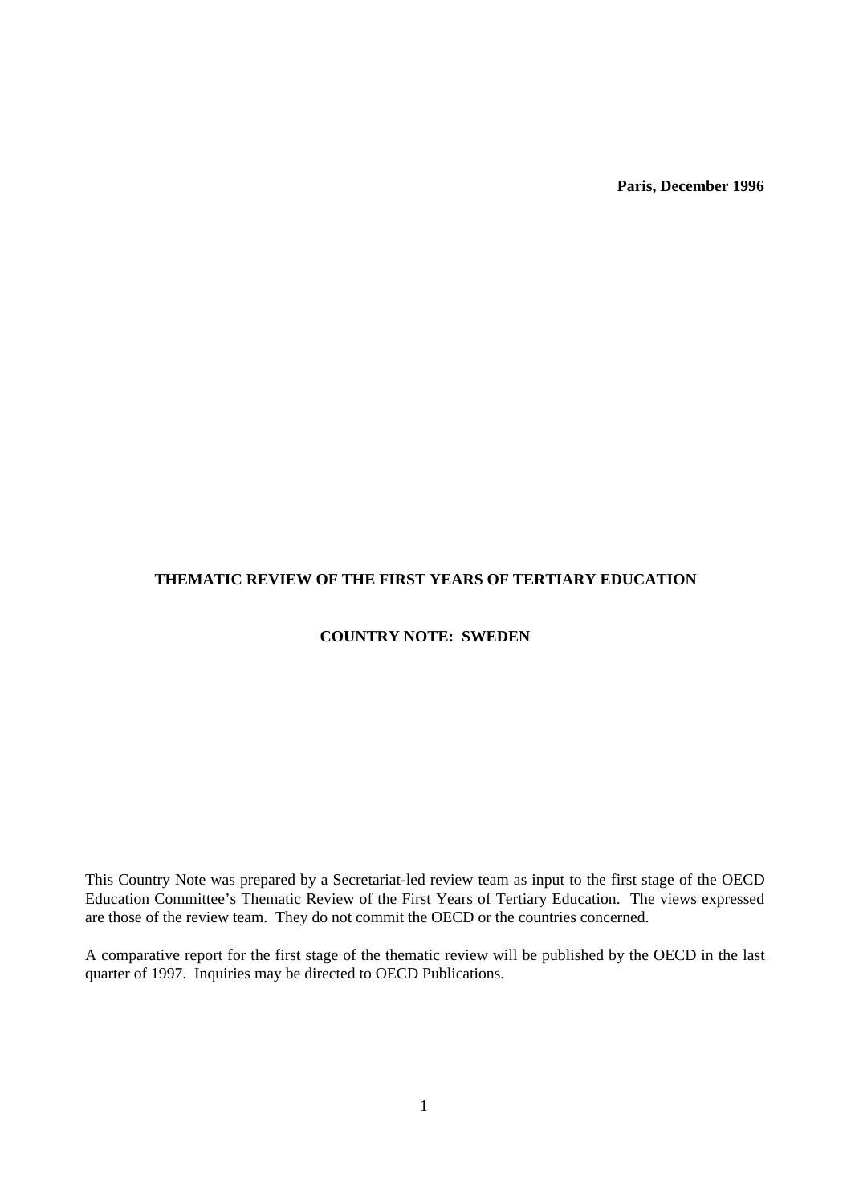**Paris, December 1996**

# THEMATIC REVIEW OF THE FIRST YEARS OF TERTIARY EDUCATION

## COUNTRY NOTE: SWEDEN

This Country Note was prepared by a Secretariat-led review team as input to the first stage of the OECD Education Committee's Thematic Review of the First Years of Tertiary Education. The views expressed are those of the review team. They do not commit the OECD or the countries concerned.

A comparative report for the first stage of the thematic review will be published by the OECD in the last quarter of 1997. Inquiries may be directed to OECD Publications.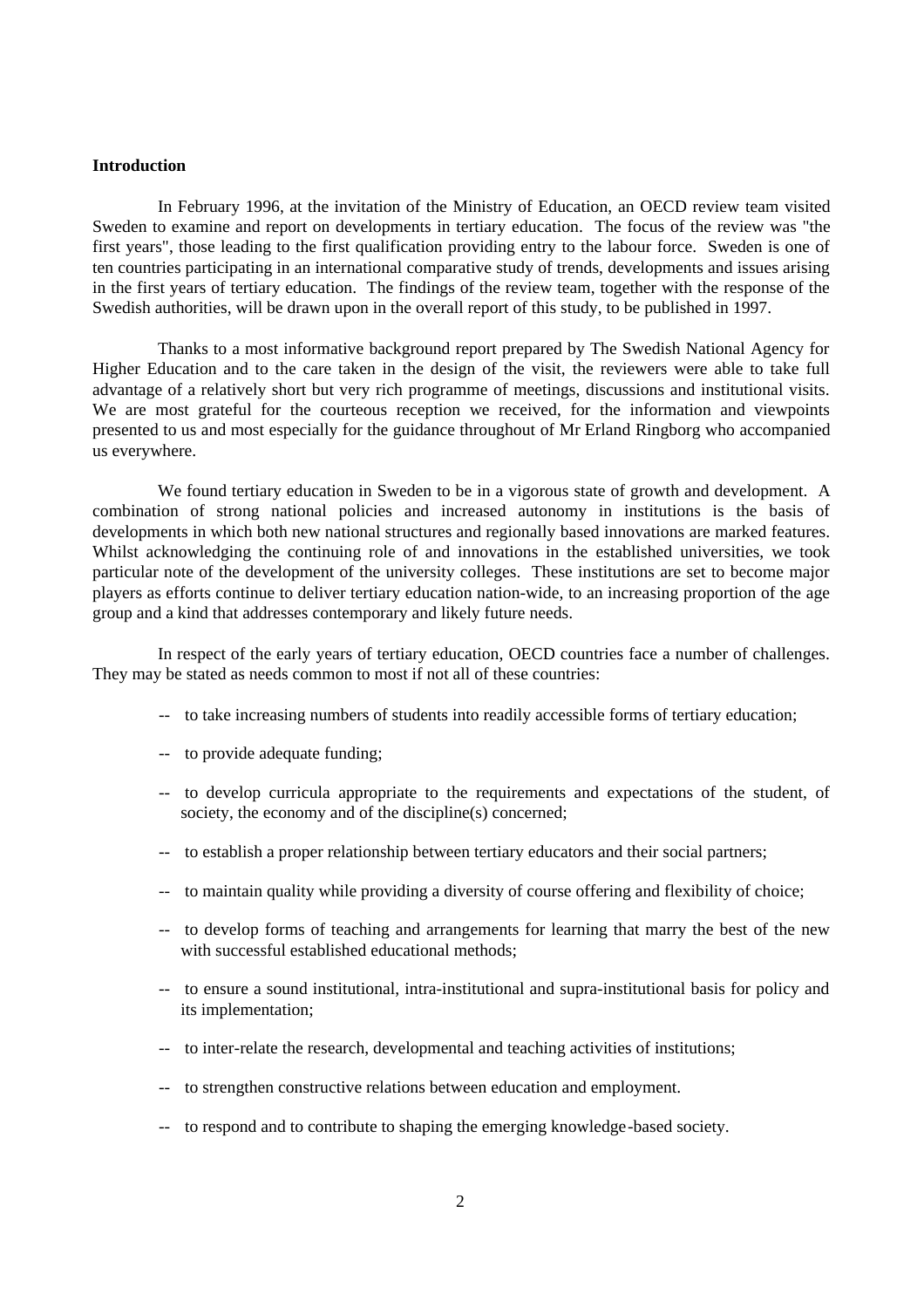**Introduction**

In February 1996, at the invitation of the Ministry of Education, an OECD review team visited Sweden to examine and report on developments in tertiary education. The focus of the review was "the first years", those leading to the first qualification providing entry to the labour force. Sweden is one of ten countries participating in an international comparative study of trends, developments and issues arising in the first years of tertiary education. The findings of the review team, together with the response of the Swedish authorities, will be drawn upon in the overall report of this study, to be published in 1997.

Thanks to a most informative background report prepared by The Swedish National Agency for Higher Education and to the care taken in the design of the visit, the reviewers were able to take full advantage of a relatively short but very rich programme of meetings, discussions and institutional visits. We are most grateful for the courteous reception we received, for the information and viewpoints presented to us and most especially for the guidance throughout of Mr Erland Ringborg who accompanied us everywhere.

We found tertiary education in Sweden to be in a vigorous state of growth and development. A combination of strong national policies and increased autonomy in institutions is the basis of developments in which both new national structures and regionally based innovations are marked features. Whilst acknowledging the continuing role of and innovations in the established universities, we took particular note of the development of the university colleges. These institutions are set to become major players as efforts continue to deliver tertiary education nation-wide, to an increasing proportion of the age group and a kind that addresses contemporary and likely future needs.

In respect of the early years of tertiary education, OECD countries face a number of challenges. They may be stated as needs common to most if not all of these countries:

- to take increasing numbers of students into readily accessible forms of tertiary education;
- to provide adequate funding;
- to develop curricula appropriate to the requirements and expectations of the student, of society, the economy and of the discipline(s) concerned;
- to establish a proper relationship between tertiary educators and their social partners;
- to maintain quality while providing a diversity of course offering and flexibility of choice;
- to develop forms of teaching and arrangements for learning that marry the best of the new with successful established educational methods;
- to ensure a sound institutional, intra-institutional and supra-institutional basis for policy and its implementation;
- to inter-relate the research, developmental and teaching activities of institutions;
- to strengthen constructive relations between education and employment.
- to respond and to contribute to shaping the emerging knowledge-based society.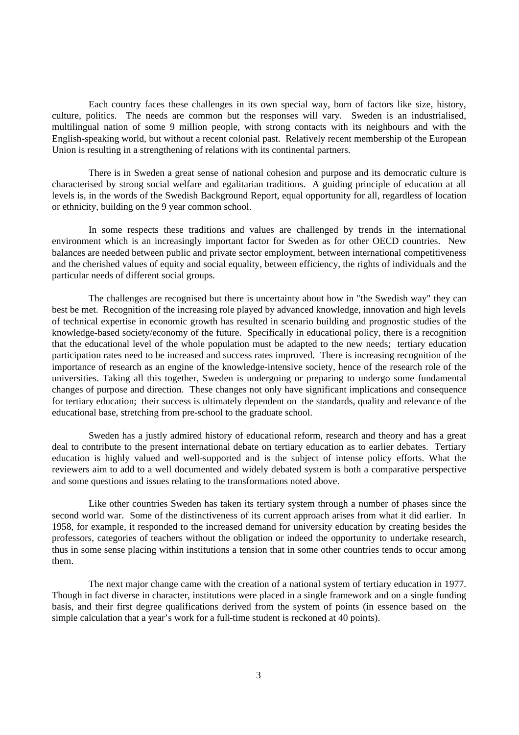Each country faces these challenges in its own special way, born of factors like size, history, culture, politics. The needs are common but the responses will vary. Sweden is an industrialised, multilingual nation of some 9 million people, with strong contacts with its neighbours and with the English-speaking world, but without a recent colonial past. Relatively recent membership of the European Union is resulting in a strengthening of relations with its continental partners.

There is in Sweden a great sense of national cohesion and purpose and its democratic culture is characterised by strong social welfare and egalitarian traditions. A guiding principle of education at all levels is, in the words of the Swedish Background Report, equal opportunity for all, regardless of location or ethnicity, building on the 9 year common school.

In some respects these traditions and values are challenged by trends in the international environment which is an increasingly important factor for Sweden as for other OECD countries. New balances are needed between public and private sector employment, between international competitiveness and the cherished values of equity and social equality, between efficiency, the rights of individuals and the particular needs of different social groups.

The challenges are recognised but there is uncertainty about how in "the Swedish way" they can best be met. Recognition of the increasing role played by advanced knowledge, innovation and high levels of technical expertise in economic growth has resulted in scenario building and prognostic studies of the knowledge-based society/economy of the future. Specifically in educational policy, there is a recognition that the educational level of the whole population must be adapted to the new needs; tertiary education participation rates need to be increased and success rates improved. There is increasing recognition of the importance of research as an engine of the knowledge-intensive society, hence of the research role of the universities. Taking all this together, Sweden is undergoing or preparing to undergo some fundamental changes of purpose and direction. These changes not only have significant implications and consequence for tertiary education; their success is ultimately dependent on the standards, quality and relevance of the educational base, stretching from pre-school to the graduate school.

Sweden has a justly admired history of educational reform, research and theory and has a great deal to contribute to the present international debate on tertiary education as to earlier debates. Tertiary education is highly valued and well-supported and is the subject of intense policy efforts. What the reviewers aim to add to a well documented and widely debated system is both a comparative perspective and some questions and issues relating to the transformations noted above.

Like other countries Sweden has taken its tertiary system through a number of phases since the second world war. Some of the distinctiveness of its current approach arises from what it did earlier. In 1958, for example, it responded to the increased demand for university education by creating besides the professors, categories of teachers without the obligation or indeed the opportunity to undertake research, thus in some sense placing within institutions a tension that in some other countries tends to occur among them.

The next major change came with the creation of a national system of tertiary education in 1977. Though in fact diverse in character, institutions were placed in a single framework and on a single funding basis, and their first degree qualifications derived from the system of points (in essence based on the simple calculation that a year's work for a full-time student is reckoned at 40 points).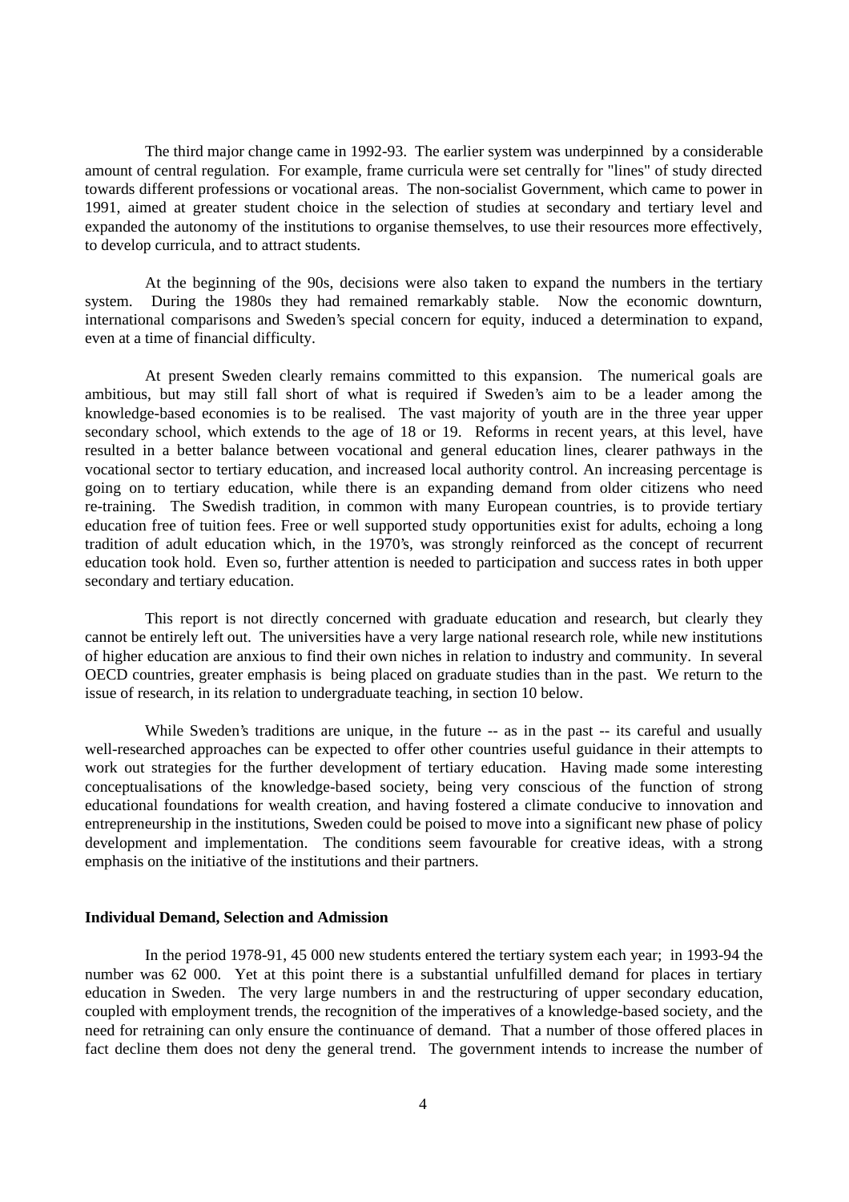The third major change came in 1992-93. The earlier system was underpinned by a considerable amount of central regulation. For example, frame curricula were set centrally for "lines" of study directed towards different professions or vocational areas. The non-socialist Government, which came to power in 1991, aimed at greater student choice in the selection of studies at secondary and tertiary level and expanded the autonomy of the institutions to organise themselves, to use their resources more effectively, to develop curricula, and to attract students.

At the beginning of the 90s, decisions were also taken to expand the numbers in the tertiary system. During the 1980s they had remained remarkably stable. Now the economic downturn, international comparisons and Sweden's special concern for equity, induced a determination to expand, even at a time of financial difficulty.

At present Sweden clearly remains committed to this expansion. The numerical goals are ambitious, but may still fall short of what is required if Sweden's aim to be a leader among the knowledge-based economies is to be realised. The vast majority of youth are in the three year upper secondary school, which extends to the age of 18 or 19. Reforms in recent years, at this level, have resulted in a better balance between vocational and general education lines, clearer pathways in the vocational sector to tertiary education, and increased local authority control. An increasing percentage is going on to tertiary education, while there is an expanding demand from older citizens who need re-training. The Swedish tradition, in common with many European countries, is to provide tertiary education free of tuition fees. Free or well supported study opportunities exist for adults, echoing a long tradition of adult education which, in the 1970's, was strongly reinforced as the concept of recurrent education took hold. Even so, further attention is needed to participation and success rates in both upper secondary and tertiary education.

This report is not directly concerned with graduate education and research, but clearly they cannot be entirely left out. The universities have a very large national research role, while new institutions of higher education are anxious to find their own niches in relation to industry and community. In several OECD countries, greater emphasis is being placed on graduate studies than in the past. We return to the issue of research, in its relation to undergraduate teaching, in section 10 below.

While Sweden's traditions are unique, in the future -- as in the past -- its careful and usually well-researched approaches can be expected to offer other countries useful guidance in their attempts to work out strategies for the further development of tertiary education. Having made some interesting conceptualisations of the knowledge-based society, being very conscious of the function of strong educational foundations for wealth creation, and having fostered a climate conducive to innovation and entrepreneurship in the institutions, Sweden could be poised to move into a significant new phase of policy development and implementation. The conditions seem favourable for creative ideas, with a strong emphasis on the initiative of the institutions and their partners.

**Individual Demand, Selection and Admission**

In the period 1978-91, 45 000 new students entered the tertiary system each year; in 1993-94 the number was 62 000. Yet at this point there is a substantial unfulfilled demand for places in tertiary education in Sweden. The very large numbers in and the restructuring of upper secondary education, coupled with employment trends, the recognition of the imperatives of a knowledge-based society, and the need for retraining can only ensure the continuance of demand. That a number of those offered places in fact decline them does not deny the general trend. The government intends to increase the number of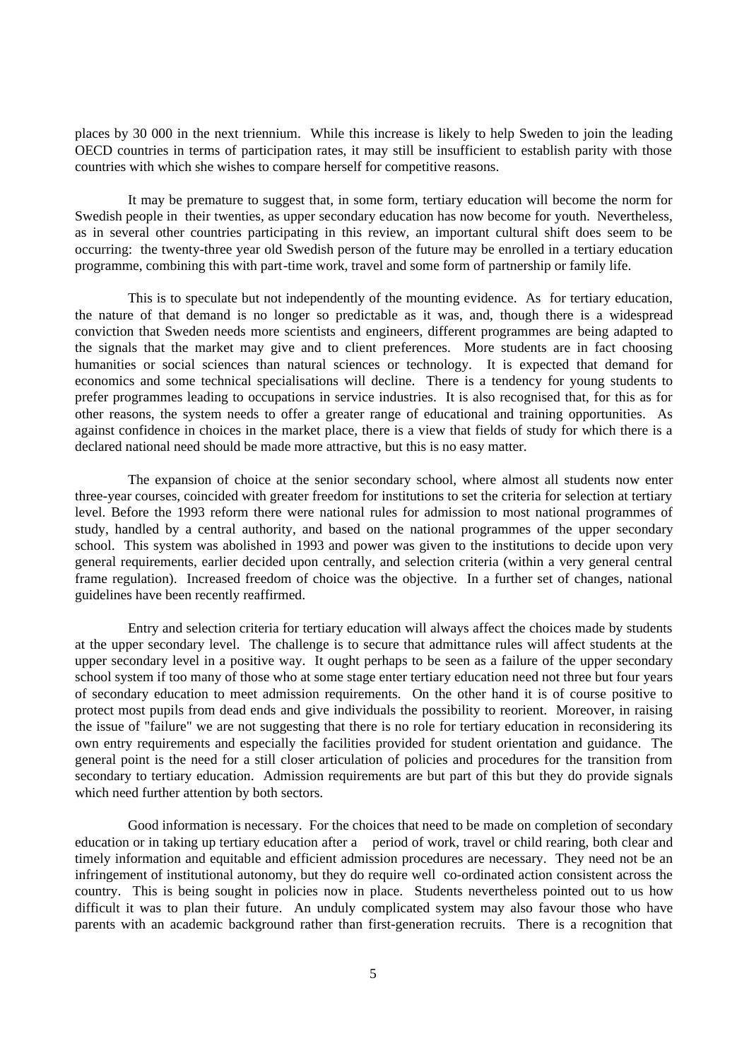places by 30 000 in the next triennium. While this increase is likely to help Sweden to join the leading OECD countries in terms of participation rates, it may still be insufficient to establish parity with those countries with which she wishes to compare herself for competitive reasons.

It may be premature to suggest that, in some form, tertiary education will become the norm for Swedish people in their twenties, as upper secondary education has now become for youth. Nevertheless, as in several other countries participating in this review, an important cultural shift does seem to be occurring: the twenty-three year old Swedish person of the future may be enrolled in a tertiary education programme, combining this with part-time work, travel and some form of partnership or family life.

This is to speculate but not independently of the mounting evidence. As for tertiary education, the nature of that demand is no longer so predictable as it was, and, though there is a widespread conviction that Sweden needs more scientists and engineers, different programmes are being adapted to the signals that the market may give and to client preferences. More students are in fact choosing humanities or social sciences than natural sciences or technology. It is expected that demand for economics and some technical specialisations will decline. There is a tendency for young students to prefer programmes leading to occupations in service industries. It is also recognised that, for this as for other reasons, the system needs to offer a greater range of educational and training opportunities. As against confidence in choices in the market place, there is a view that fields of study for which there is a declared national need should be made more attractive, but this is no easy matter.

The expansion of choice at the senior secondary school, where almost all students now enter three-year courses, coincided with greater freedom for institutions to set the criteria for selection at tertiary level. Before the 1993 reform there were national rules for admission to most national programmes of study, handled by a central authority, and based on the national programmes of the upper secondary school. This system was abolished in 1993 and power was given to the institutions to decide upon very general requirements, earlier decided upon centrally, and selection criteria (within a very general central frame regulation). Increased freedom of choice was the objective. In a further set of changes, national guidelines have been recently reaffirmed.

Entry and selection criteria for tertiary education will always affect the choices made by students at the upper secondary level. The challenge is to secure that admittance rules will affect students at the upper secondary level in a positive way. It ought perhaps to be seen as a failure of the upper secondary school system if too many of those who at some stage enter tertiary education need not three but four years of secondary education to meet admission requirements. On the other hand it is of course positive to protect most pupils from dead ends and give individuals the possibility to reorient. Moreover, in raising the issue of "failure" we are not suggesting that there is no role for tertiary education in reconsidering its own entry requirements and especially the facilities provided for student orientation and guidance. The general point is the need for a still closer articulation of policies and procedures for the transition from secondary to tertiary education. Admission requirements are but part of this but they do provide signals which need further attention by both sectors.

Good information is necessary. For the choices that need to be made on completion of secondary education or in taking up tertiary education after a period of work, travel or child rearing, both clear and timely information and equitable and efficient admission procedures are necessary. They need not be an infringement of institutional autonomy, but they do require well co-ordinated action consistent across the country. This is being sought in policies now in place. Students nevertheless pointed out to us how difficult it was to plan their future. An unduly complicated system may also favour those who have parents with an academic background rather than first-generation recruits. There is a recognition that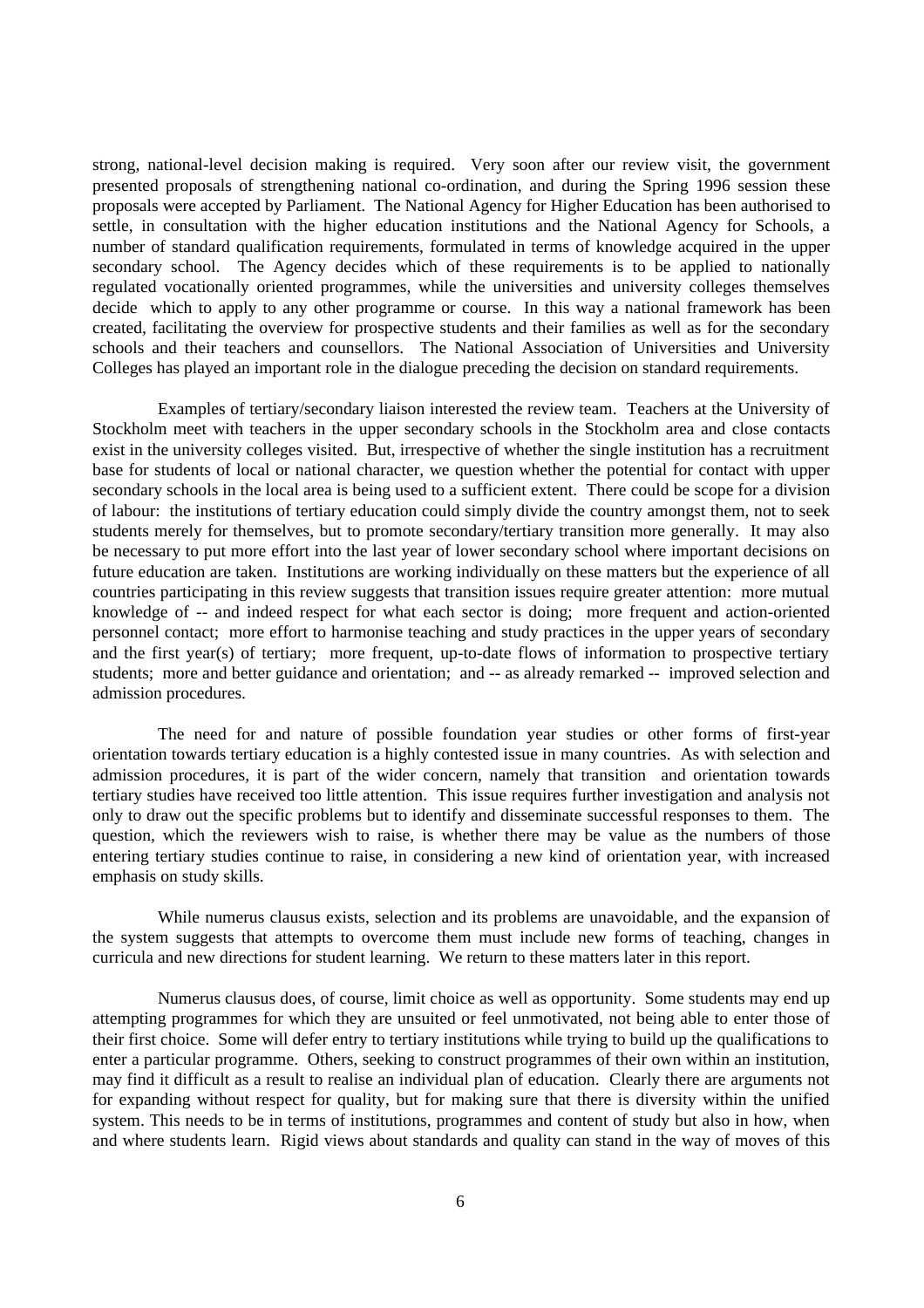strong, national-level decision making is required. Very soon after our review visit, the government presented proposals of strengthening national co-ordination, and during the Spring 1996 session these proposals were accepted by Parliament. The National Agency for Higher Education has been authorised to settle, in consultation with the higher education institutions and the National Agency for Schools, a number of standard qualification requirements, formulated in terms of knowledge acquired in the upper secondary school. The Agency decides which of these requirements is to be applied to nationally regulated vocationally oriented programmes, while the universities and university colleges themselves decide which to apply to any other programme or course. In this way a national framework has been created, facilitating the overview for prospective students and their families as well as for the secondary schools and their teachers and counsellors. The National Association of Universities and University Colleges has played an important role in the dialogue preceding the decision on standard requirements.

Examples of tertiary/secondary liaison interested the review team. Teachers at the University of Stockholm meet with teachers in the upper secondary schools in the Stockholm area and close contacts exist in the university colleges visited. But, irrespective of whether the single institution has a recruitment base for students of local or national character, we question whether the potential for contact with upper secondary schools in the local area is being used to a sufficient extent. There could be scope for a division of labour: the institutions of tertiary education could simply divide the country amongst them, not to seek students merely for themselves, but to promote secondary/tertiary transition more generally. It may also be necessary to put more effort into the last year of lower secondary school where important decisions on future education are taken. Institutions are working individually on these matters but the experience of all countries participating in this review suggests that transition issues require greater attention: more mutual knowledge of -- and indeed respect for what each sector is doing; more frequent and action-oriented personnel contact; more effort to harmonise teaching and study practices in the upper years of secondary and the first year(s) of tertiary; more frequent, up-to-date flows of information to prospective tertiary students; more and better guidance and orientation; and -- as already remarked -- improved selection and admission procedures.

The need for and nature of possible foundation year studies or other forms of first-year orientation towards tertiary education is a highly contested issue in many countries. As with selection and admission procedures, it is part of the wider concern, namely that transition and orientation towards tertiary studies have received too little attention. This issue requires further investigation and analysis not only to draw out the specific problems but to identify and disseminate successful responses to them. The question, which the reviewers wish to raise, is whether there may be value as the numbers of those entering tertiary studies continue to raise, in considering a new kind of orientation year, with increased emphasis on study skills.

While numerus clausus exists, selection and its problems are unavoidable, and the expansion of the system suggests that attempts to overcome them must include new forms of teaching, changes in curricula and new directions for student learning. We return to these matters later in this report.

Numerus clausus does, of course, limit choice as well as opportunity. Some students may end up attempting programmes for which they are unsuited or feel unmotivated, not being able to enter those of their first choice. Some will defer entry to tertiary institutions while trying to build up the qualifications to enter a particular programme. Others, seeking to construct programmes of their own within an institution, may find it difficult as a result to realise an individual plan of education. Clearly there are arguments not for expanding without respect for quality, but for making sure that there is diversity within the unified system. This needs to be in terms of institutions, programmes and content of study but also in how, when and where students learn. Rigid views about standards and quality can stand in the way of moves of this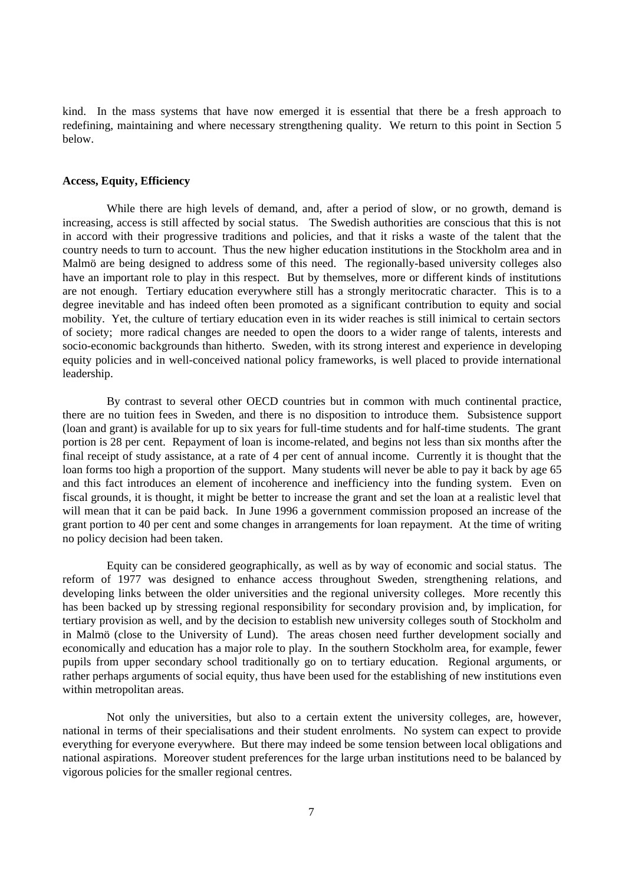kind. In the mass systems that have now emerged it is essential that there be a fresh approach to redefining, maintaining and where necessary strengthening quality. We return to this point in Section 5 below.

**Access, Equity, Efficiency**

While there are high levels of demand, and, after a period of slow, or no growth, demand is increasing, access is still affected by social status. The Swedish authorities are conscious that this is not in accord with their progressive traditions and policies, and that it risks a waste of the talent that the country needs to turn to account. Thus the new higher education institutions in the Stockholm area and in Malmö are being designed to address some of this need. The regionally-based university colleges also have an important role to play in this respect. But by themselves, more or different kinds of institutions are not enough. Tertiary education everywhere still has a strongly meritocratic character. This is to a degree inevitable and has indeed often been promoted as a significant contribution to equity and social mobility. Yet, the culture of tertiary education even in its wider reaches is still inimical to certain sectors of society; more radical changes are needed to open the doors to a wider range of talents, interests and socio-economic backgrounds than hitherto. Sweden, with its strong interest and experience in developing equity policies and in well-conceived national policy frameworks, is well placed to provide international leadership.

By contrast to several other OECD countries but in common with much continental practice, there are no tuition fees in Sweden, and there is no disposition to introduce them. Subsistence support (loan and grant) is available for up to six years for full-time students and for half-time students. The grant portion is 28 per cent. Repayment of loan is income-related, and begins not less than six months after the final receipt of study assistance, at a rate of 4 per cent of annual income. Currently it is thought that the loan forms too high a proportion of the support. Many students will never be able to pay it back by age 65 and this fact introduces an element of incoherence and inefficiency into the funding system. Even on fiscal grounds, it is thought, it might be better to increase the grant and set the loan at a realistic level that will mean that it can be paid back. In June 1996 a government commission proposed an increase of the grant portion to 40 per cent and some changes in arrangements for loan repayment. At the time of writing no policy decision had been taken.

Equity can be considered geographically, as well as by way of economic and social status. The reform of 1977 was designed to enhance access throughout Sweden, strengthening relations, and developing links between the older universities and the regional university colleges. More recently this has been backed up by stressing regional responsibility for secondary provision and, by implication, for tertiary provision as well, and by the decision to establish new university colleges south of Stockholm and in Malmö (close to the University of Lund). The areas chosen need further development socially and economically and education has a major role to play. In the southern Stockholm area, for example, fewer pupils from upper secondary school traditionally go on to tertiary education. Regional arguments, or rather perhaps arguments of social equity, thus have been used for the establishing of new institutions even within metropolitan areas.

Not only the universities, but also to a certain extent the university colleges, are, however, national in terms of their specialisations and their student enrolments. No system can expect to provide everything for everyone everywhere. But there may indeed be some tension between local obligations and national aspirations. Moreover student preferences for the large urban institutions need to be balanced by vigorous policies for the smaller regional centres.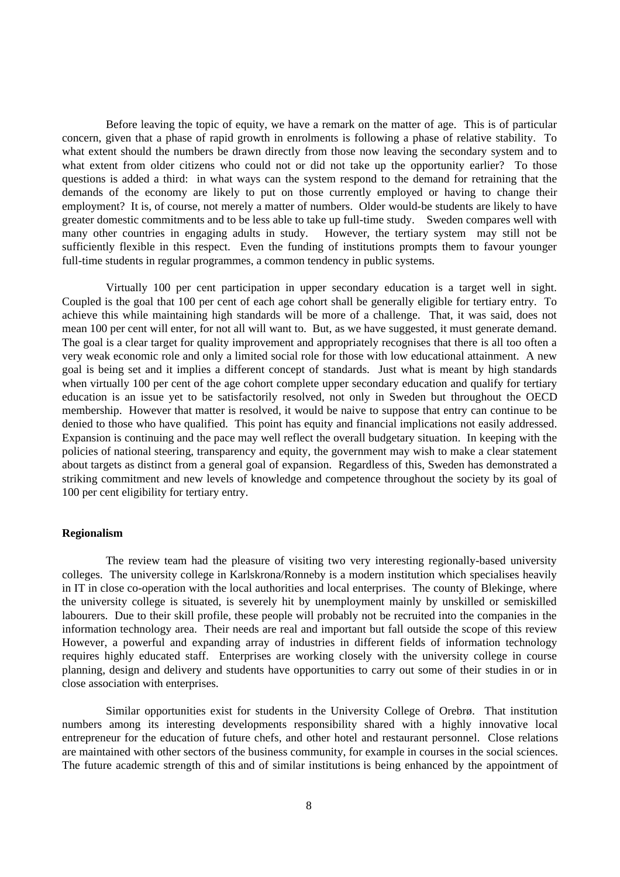Before leaving the topic of equity, we have a remark on the matter of age. This is of particular concern, given that a phase of rapid growth in enrolments is following a phase of relative stability. To what extent should the numbers be drawn directly from those now leaving the secondary system and to what extent from older citizens who could not or did not take up the opportunity earlier? To those questions is added a third: in what ways can the system respond to the demand for retraining that the demands of the economy are likely to put on those currently employed or having to change their employment? It is, of course, not merely a matter of numbers. Older would-be students are likely to have greater domestic commitments and to be less able to take up full-time study. Sweden compares well with many other countries in engaging adults in study. However, the tertiary system may still not be sufficiently flexible in this respect. Even the funding of institutions prompts them to favour younger full-time students in regular programmes, a common tendency in public systems.

Virtually 100 per cent participation in upper secondary education is a target well in sight. Coupled is the goal that 100 per cent of each age cohort shall be generally eligible for tertiary entry. To achieve this while maintaining high standards will be more of a challenge. That, it was said, does not mean 100 per cent will enter, for not all will want to. But, as we have suggested, it must generate demand. The goal is a clear target for quality improvement and appropriately recognises that there is all too often a very weak economic role and only a limited social role for those with low educational attainment. A new goal is being set and it implies a different concept of standards. Just what is meant by high standards when virtually 100 per cent of the age cohort complete upper secondary education and qualify for tertiary education is an issue yet to be satisfactorily resolved, not only in Sweden but throughout the OECD membership. However that matter is resolved, it would be naive to suppose that entry can continue to be denied to those who have qualified. This point has equity and financial implications not easily addressed. Expansion is continuing and the pace may well reflect the overall budgetary situation. In keeping with the policies of national steering, transparency and equity, the government may wish to make a clear statement about targets as distinct from a general goal of expansion. Regardless of this, Sweden has demonstrated a striking commitment and new levels of knowledge and competence throughout the society by its goal of 100 per cent eligibility for tertiary entry.

**Regionalism**

The review team had the pleasure of visiting two very interesting regionally-based university colleges. The university college in Karlskrona/Ronneby is a modern institution which specialises heavily in IT in close co-operation with the local authorities and local enterprises. The county of Blekinge, where the university college is situated, is severely hit by unemployment mainly by unskilled or semiskilled labourers. Due to their skill profile, these people will probably not be recruited into the companies in the information technology area. Their needs are real and important but fall outside the scope of this review However, a powerful and expanding array of industries in different fields of information technology requires highly educated staff. Enterprises are working closely with the university college in course planning, design and delivery and students have opportunities to carry out some of their studies in or in close association with enterprises.

Similar opportunities exist for students in the University College of Orebrø. That institution numbers among its interesting developments responsibility shared with a highly innovative local entrepreneur for the education of future chefs, and other hotel and restaurant personnel. Close relations are maintained with other sectors of the business community, for example in courses in the social sciences. The future academic strength of this and of similar institutions is being enhanced by the appointment of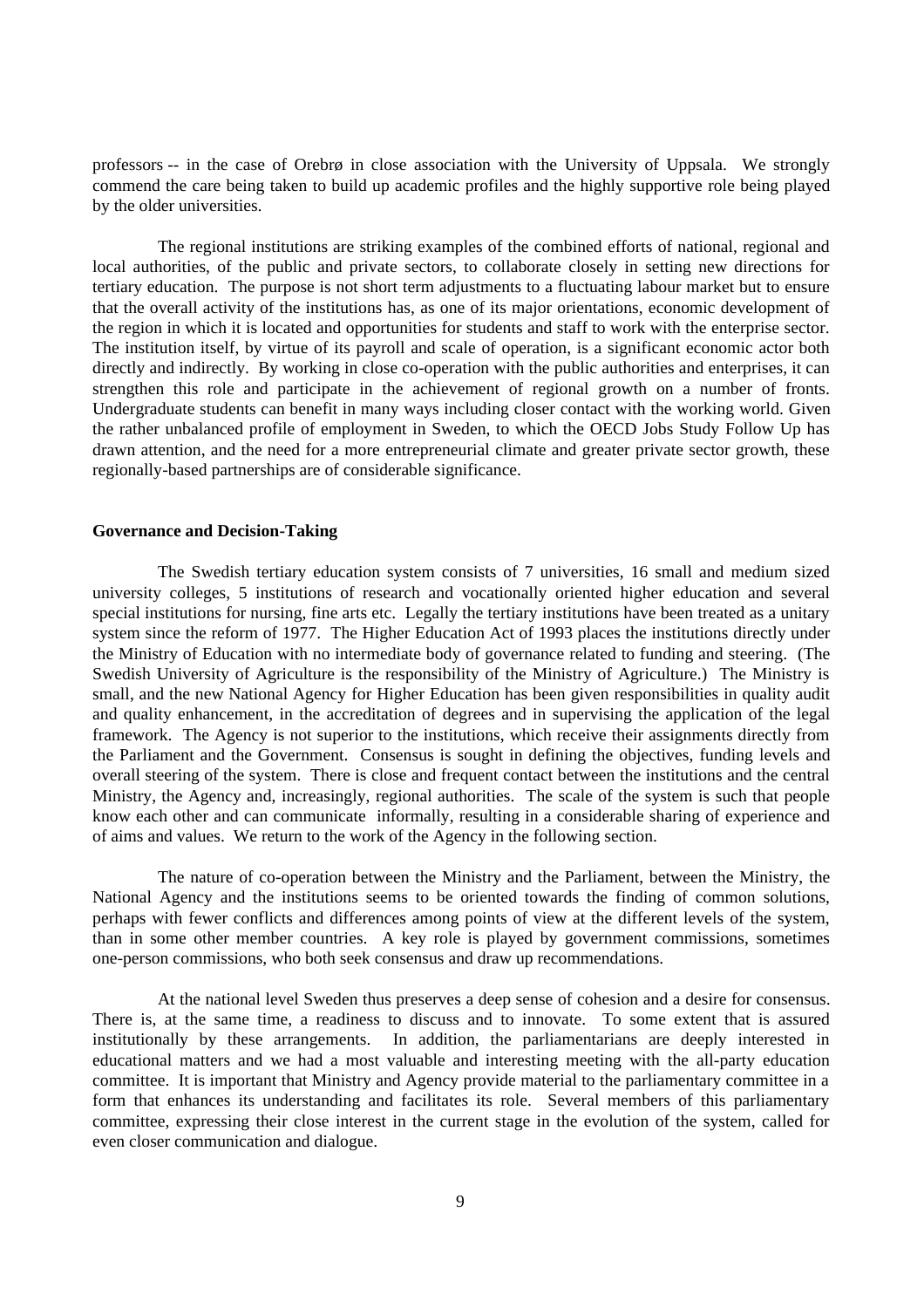professors -- in the case of Orebrø in close association with the University of Uppsala. We strongly commend the care being taken to build up academic profiles and the highly supportive role being played by the older universities.

The regional institutions are striking examples of the combined efforts of national, regional and local authorities, of the public and private sectors, to collaborate closely in setting new directions for tertiary education. The purpose is not short term adjustments to a fluctuating labour market but to ensure that the overall activity of the institutions has, as one of its major orientations, economic development of the region in which it is located and opportunities for students and staff to work with the enterprise sector. The institution itself, by virtue of its payroll and scale of operation, is a significant economic actor both directly and indirectly. By working in close co-operation with the public authorities and enterprises, it can strengthen this role and participate in the achievement of regional growth on a number of fronts. Undergraduate students can benefit in many ways including closer contact with the working world. Given the rather unbalanced profile of employment in Sweden, to which the OECD Jobs Study Follow Up has drawn attention, and the need for a more entrepreneurial climate and greater private sector growth, these regionally-based partnerships are of considerable significance.

**Governance and Decision-Taking**

The Swedish tertiary education system consists of 7 universities, 16 small and medium sized university colleges, 5 institutions of research and vocationally oriented higher education and several special institutions for nursing, fine arts etc. Legally the tertiary institutions have been treated as a unitary system since the reform of 1977. The Higher Education Act of 1993 places the institutions directly under the Ministry of Education with no intermediate body of governance related to funding and steering. (The Swedish University of Agriculture is the responsibility of the Ministry of Agriculture.) The Ministry is small, and the new National Agency for Higher Education has been given responsibilities in quality audit and quality enhancement, in the accreditation of degrees and in supervising the application of the legal framework. The Agency is not superior to the institutions, which receive their assignments directly from the Parliament and the Government. Consensus is sought in defining the objectives, funding levels and overall steering of the system. There is close and frequent contact between the institutions and the central Ministry, the Agency and, increasingly, regional authorities. The scale of the system is such that people know each other and can communicate informally, resulting in a considerable sharing of experience and of aims and values. We return to the work of the Agency in the following section.

The nature of co-operation between the Ministry and the Parliament, between the Ministry, the National Agency and the institutions seems to be oriented towards the finding of common solutions, perhaps with fewer conflicts and differences among points of view at the different levels of the system, than in some other member countries. A key role is played by government commissions, sometimes one-person commissions, who both seek consensus and draw up recommendations.

At the national level Sweden thus preserves a deep sense of cohesion and a desire for consensus. There is, at the same time, a readiness to discuss and to innovate. To some extent that is assured institutionally by these arrangements. In addition, the parliamentarians are deeply interested in educational matters and we had a most valuable and interesting meeting with the all-party education committee. It is important that Ministry and Agency provide material to the parliamentary committee in a form that enhances its understanding and facilitates its role. Several members of this parliamentary committee, expressing their close interest in the current stage in the evolution of the system, called for even closer communication and dialogue.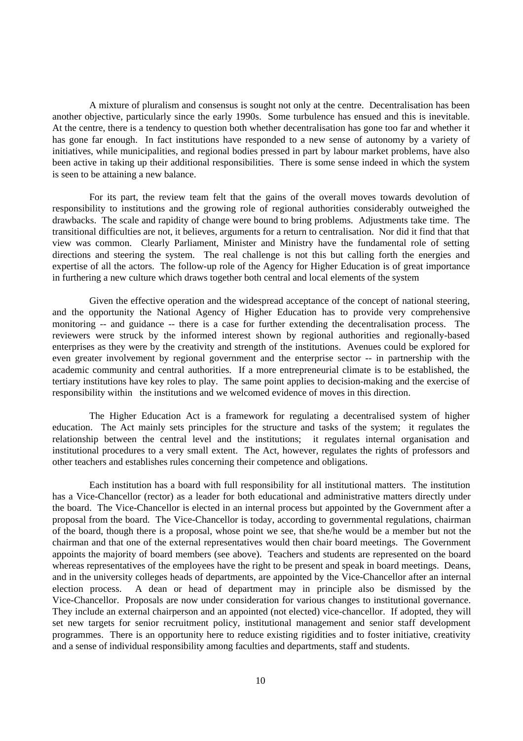A mixture of pluralism and consensus is sought not only at the centre. Decentralisation has been another objective, particularly since the early 1990s. Some turbulence has ensued and this is inevitable. At the centre, there is a tendency to question both whether decentralisation has gone too far and whether it has gone far enough. In fact institutions have responded to a new sense of autonomy by a variety of initiatives, while municipalities, and regional bodies pressed in part by labour market problems, have also been active in taking up their additional responsibilities. There is some sense indeed in which the system is seen to be attaining a new balance.

For its part, the review team felt that the gains of the overall moves towards devolution of responsibility to institutions and the growing role of regional authorities considerably outweighed the drawbacks. The scale and rapidity of change were bound to bring problems. Adjustments take time. The transitional difficulties are not, it believes, arguments for a return to centralisation. Nor did it find that that view was common. Clearly Parliament, Minister and Ministry have the fundamental role of setting directions and steering the system. The real challenge is not this but calling forth the energies and expertise of all the actors. The follow-up role of the Agency for Higher Education is of great importance in furthering a new culture which draws together both central and local elements of the system

Given the effective operation and the widespread acceptance of the concept of national steering, and the opportunity the National Agency of Higher Education has to provide very comprehensive monitoring -- and guidance -- there is a case for further extending the decentralisation process. The reviewers were struck by the informed interest shown by regional authorities and regionally-based enterprises as they were by the creativity and strength of the institutions. Avenues could be explored for even greater involvement by regional government and the enterprise sector -- in partnership with the academic community and central authorities. If a more entrepreneurial climate is to be established, the tertiary institutions have key roles to play. The same point applies to decision-making and the exercise of responsibility within the institutions and we welcomed evidence of moves in this direction.

The Higher Education Act is a framework for regulating a decentralised system of higher education. The Act mainly sets principles for the structure and tasks of the system; it regulates the relationship between the central level and the institutions; it regulates internal organisation and institutional procedures to a very small extent. The Act, however, regulates the rights of professors and other teachers and establishes rules concerning their competence and obligations.

Each institution has a board with full responsibility for all institutional matters. The institution has a Vice-Chancellor (rector) as a leader for both educational and administrative matters directly under the board. The Vice-Chancellor is elected in an internal process but appointed by the Government after a proposal from the board. The Vice-Chancellor is today, according to governmental regulations, chairman of the board, though there is a proposal, whose point we see, that she/he would be a member but not the chairman and that one of the external representatives would then chair board meetings. The Government appoints the majority of board members (see above). Teachers and students are represented on the board whereas representatives of the employees have the right to be present and speak in board meetings. Deans, and in the university colleges heads of departments, are appointed by the Vice-Chancellor after an internal election process. A dean or head of department may in principle also be dismissed by the Vice-Chancellor. Proposals are now under consideration for various changes to institutional governance. They include an external chairperson and an appointed (not elected) vice-chancellor. If adopted, they will set new targets for senior recruitment policy, institutional management and senior staff development programmes. There is an opportunity here to reduce existing rigidities and to foster initiative, creativity and a sense of individual responsibility among faculties and departments, staff and students.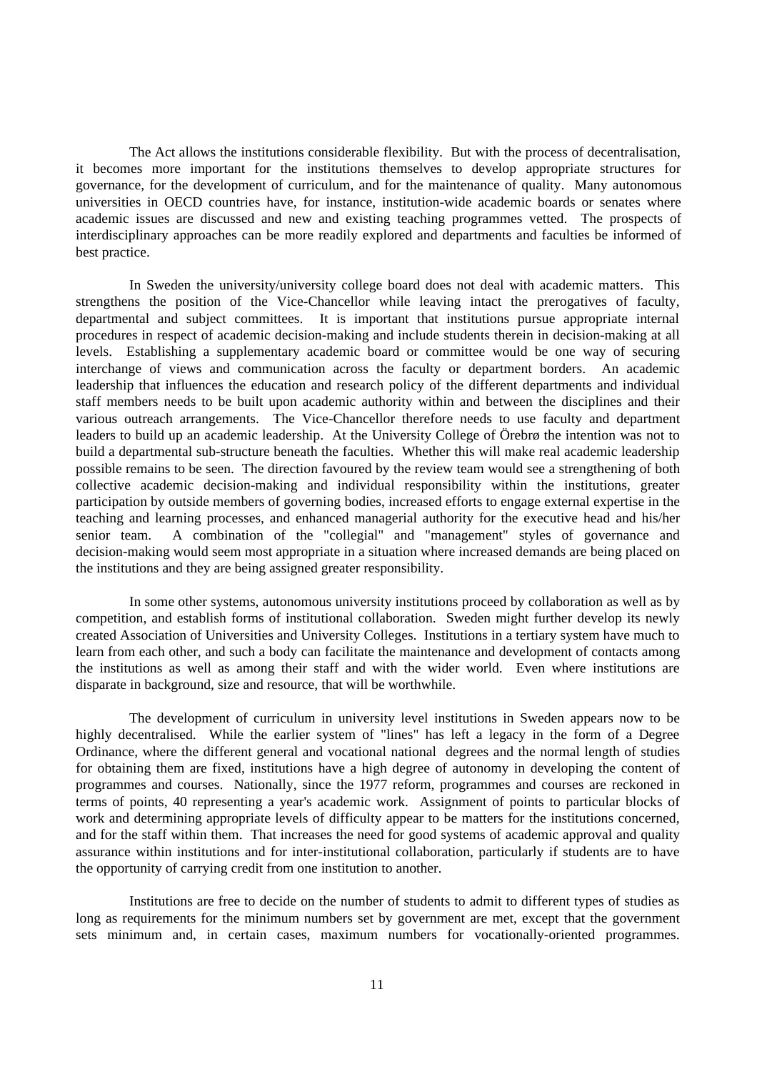The Act allows the institutions considerable flexibility. But with the process of decentralisation, it becomes more important for the institutions themselves to develop appropriate structures for governance, for the development of curriculum, and for the maintenance of quality. Many autonomous universities in OECD countries have, for instance, institution-wide academic boards or senates where academic issues are discussed and new and existing teaching programmes vetted. The prospects of interdisciplinary approaches can be more readily explored and departments and faculties be informed of best practice.

In Sweden the university/university college board does not deal with academic matters. This strengthens the position of the Vice-Chancellor while leaving intact the prerogatives of faculty, departmental and subject committees. It is important that institutions pursue appropriate internal procedures in respect of academic decision-making and include students therein in decision-making at all levels. Establishing a supplementary academic board or committee would be one way of securing interchange of views and communication across the faculty or department borders. An academic leadership that influences the education and research policy of the different departments and individual staff members needs to be built upon academic authority within and between the disciplines and their various outreach arrangements. The Vice-Chancellor therefore needs to use faculty and department leaders to build up an academic leadership. At the University College of Örebrø the intention was not to build a departmental sub-structure beneath the faculties. Whether this will make real academic leadership possible remains to be seen. The direction favoured by the review team would see a strengthening of both collective academic decision-making and individual responsibility within the institutions, greater participation by outside members of governing bodies, increased efforts to engage external expertise in the teaching and learning processes, and enhanced managerial authority for the executive head and his/her senior team. A combination of the "collegial" and "management" styles of governance and decision-making would seem most appropriate in a situation where increased demands are being placed on the institutions and they are being assigned greater responsibility.

In some other systems, autonomous university institutions proceed by collaboration as well as by competition, and establish forms of institutional collaboration. Sweden might further develop its newly created Association of Universities and University Colleges. Institutions in a tertiary system have much to learn from each other, and such a body can facilitate the maintenance and development of contacts among the institutions as well as among their staff and with the wider world. Even where institutions are disparate in background, size and resource, that will be worthwhile.

The development of curriculum in university level institutions in Sweden appears now to be highly decentralised. While the earlier system of "lines" has left a legacy in the form of a Degree Ordinance, where the different general and vocational national degrees and the normal length of studies for obtaining them are fixed, institutions have a high degree of autonomy in developing the content of programmes and courses. Nationally, since the 1977 reform, programmes and courses are reckoned in terms of points, 40 representing a year's academic work. Assignment of points to particular blocks of work and determining appropriate levels of difficulty appear to be matters for the institutions concerned, and for the staff within them. That increases the need for good systems of academic approval and quality assurance within institutions and for inter-institutional collaboration, particularly if students are to have the opportunity of carrying credit from one institution to another.

Institutions are free to decide on the number of students to admit to different types of studies as long as requirements for the minimum numbers set by government are met, except that the government sets minimum and, in certain cases, maximum numbers for vocationally-oriented programmes.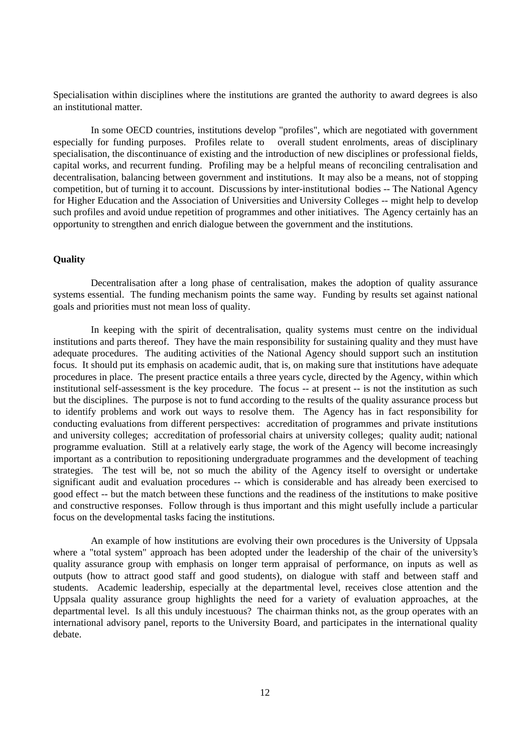Specialisation within disciplines where the institutions are granted the authority to award degrees is also an institutional matter.

In some OECD countries, institutions develop "profiles", which are negotiated with government especially for funding purposes. Profiles relate to overall student enrolments, areas of disciplinary specialisation, the discontinuance of existing and the introduction of new disciplines or professional fields, capital works, and recurrent funding. Profiling may be a helpful means of reconciling centralisation and decentralisation, balancing between government and institutions. It may also be a means, not of stopping competition, but of turning it to account. Discussions by inter-institutional bodies -- The National Agency for Higher Education and the Association of Universities and University Colleges -- might help to develop such profiles and avoid undue repetition of programmes and other initiatives. The Agency certainly has an opportunity to strengthen and enrich dialogue between the government and the institutions.

**Quality**

Decentralisation after a long phase of centralisation, makes the adoption of quality assurance systems essential. The funding mechanism points the same way. Funding by results set against national goals and priorities must not mean loss of quality.

In keeping with the spirit of decentralisation, quality systems must centre on the individual institutions and parts thereof. They have the main responsibility for sustaining quality and they must have adequate procedures. The auditing activities of the National Agency should support such an institution focus. It should put its emphasis on academic audit, that is, on making sure that institutions have adequate procedures in place. The present practice entails a three years cycle, directed by the Agency, within which institutional self-assessment is the key procedure. The focus -- at present -- is not the institution as such but the disciplines. The purpose is not to fund according to the results of the quality assurance process but to identify problems and work out ways to resolve them. The Agency has in fact responsibility for conducting evaluations from different perspectives: accreditation of programmes and private institutions and university colleges; accreditation of professorial chairs at university colleges; quality audit; national programme evaluation. Still at a relatively early stage, the work of the Agency will become increasingly important as a contribution to repositioning undergraduate programmes and the development of teaching strategies. The test will be, not so much the ability of the Agency itself to oversight or undertake significant audit and evaluation procedures -- which is considerable and has already been exercised to good effect -- but the match between these functions and the readiness of the institutions to make positive and constructive responses. Follow through is thus important and this might usefully include a particular focus on the developmental tasks facing the institutions.

An example of how institutions are evolving their own procedures is the University of Uppsala where a "total system" approach has been adopted under the leadership of the chair of the university's quality assurance group with emphasis on longer term appraisal of performance, on inputs as well as outputs (how to attract good staff and good students), on dialogue with staff and between staff and students. Academic leadership, especially at the departmental level, receives close attention and the Uppsala quality assurance group highlights the need for a variety of evaluation approaches, at the departmental level. Is all this unduly incestuous? The chairman thinks not, as the group operates with an international advisory panel, reports to the University Board, and participates in the international quality debate.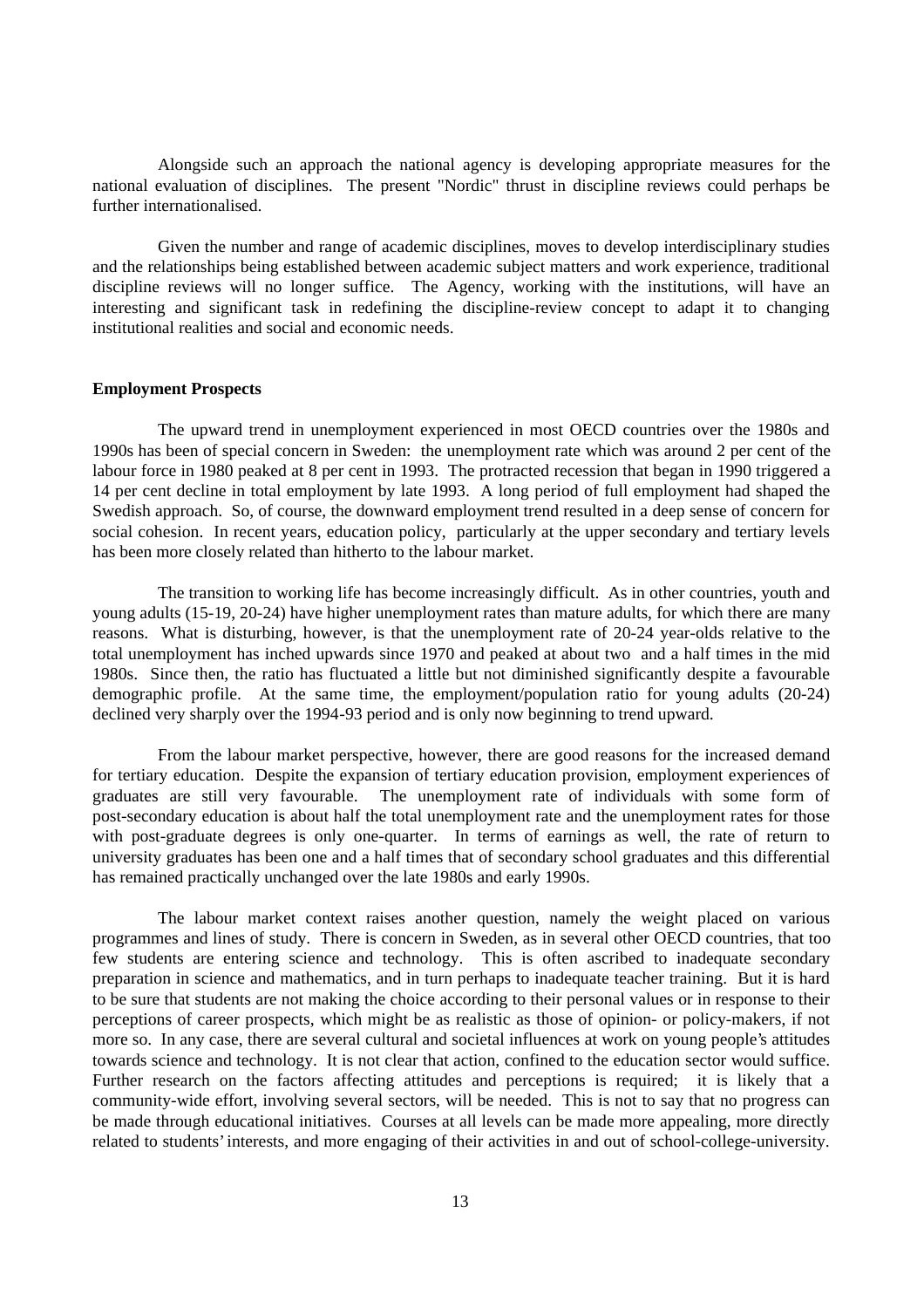Alongside such an approach the national agency is developing appropriate measures for the national evaluation of disciplines. The present "Nordic" thrust in discipline reviews could perhaps be further internationalised.

Given the number and range of academic disciplines, moves to develop interdisciplinary studies and the relationships being established between academic subject matters and work experience, traditional discipline reviews will no longer suffice. The Agency, working with the institutions, will have an interesting and significant task in redefining the discipline-review concept to adapt it to changing institutional realities and social and economic needs.

**Employment Prospects**

The upward trend in unemployment experienced in most OECD countries over the 1980s and 1990s has been of special concern in Sweden: the unemployment rate which was around 2 per cent of the labour force in 1980 peaked at 8 per cent in 1993. The protracted recession that began in 1990 triggered a 14 per cent decline in total employment by late 1993. A long period of full employment had shaped the Swedish approach. So, of course, the downward employment trend resulted in a deep sense of concern for social cohesion. In recent years, education policy, particularly at the upper secondary and tertiary levels has been more closely related than hitherto to the labour market.

The transition to working life has become increasingly difficult. As in other countries, youth and young adults (15-19, 20-24) have higher unemployment rates than mature adults, for which there are many reasons. What is disturbing, however, is that the unemployment rate of 20-24 year-olds relative to the total unemployment has inched upwards since 1970 and peaked at about two and a half times in the mid 1980s. Since then, the ratio has fluctuated a little but not diminished significantly despite a favourable demographic profile. At the same time, the employment/population ratio for young adults (20-24) declined very sharply over the 1994-93 period and is only now beginning to trend upward.

From the labour market perspective, however, there are good reasons for the increased demand for tertiary education. Despite the expansion of tertiary education provision, employment experiences of graduates are still very favourable. The unemployment rate of individuals with some form of post-secondary education is about half the total unemployment rate and the unemployment rates for those with post-graduate degrees is only one-quarter. In terms of earnings as well, the rate of return to university graduates has been one and a half times that of secondary school graduates and this differential has remained practically unchanged over the late 1980s and early 1990s.

The labour market context raises another question, namely the weight placed on various programmes and lines of study. There is concern in Sweden, as in several other OECD countries, that too few students are entering science and technology. This is often ascribed to inadequate secondary preparation in science and mathematics, and in turn perhaps to inadequate teacher training. But it is hard to be sure that students are not making the choice according to their personal values or in response to their perceptions of career prospects, which might be as realistic as those of opinion- or policy-makers, if not more so. In any case, there are several cultural and societal influences at work on young people's attitudes towards science and technology. It is not clear that action, confined to the education sector would suffice. Further research on the factors affecting attitudes and perceptions is required; it is likely that a community-wide effort, involving several sectors, will be needed. This is not to say that no progress can be made through educational initiatives. Courses at all levels can be made more appealing, more directly related to students' interests, and more engaging of their activities in and out of school-college-university.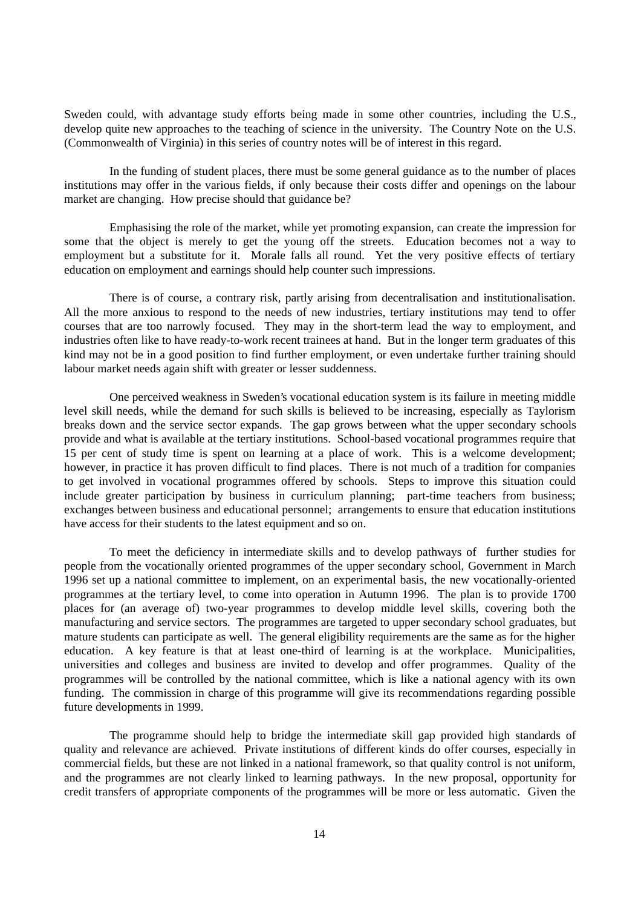Sweden could, with advantage study efforts being made in some other countries, including the U.S., develop quite new approaches to the teaching of science in the university. The Country Note on the U.S. (Commonwealth of Virginia) in this series of country notes will be of interest in this regard.

In the funding of student places, there must be some general guidance as to the number of places institutions may offer in the various fields, if only because their costs differ and openings on the labour market are changing. How precise should that guidance be?

Emphasising the role of the market, while yet promoting expansion, can create the impression for some that the object is merely to get the young off the streets. Education becomes not a way to employment but a substitute for it. Morale falls all round. Yet the very positive effects of tertiary education on employment and earnings should help counter such impressions.

There is of course, a contrary risk, partly arising from decentralisation and institutionalisation. All the more anxious to respond to the needs of new industries, tertiary institutions may tend to offer courses that are too narrowly focused. They may in the short-term lead the way to employment, and industries often like to have ready-to-work recent trainees at hand. But in the longer term graduates of this kind may not be in a good position to find further employment, or even undertake further training should labour market needs again shift with greater or lesser suddenness.

One perceived weakness in Sweden's vocational education system is its failure in meeting middle level skill needs, while the demand for such skills is believed to be increasing, especially as Taylorism breaks down and the service sector expands. The gap grows between what the upper secondary schools provide and what is available at the tertiary institutions. School-based vocational programmes require that 15 per cent of study time is spent on learning at a place of work. This is a welcome development; however, in practice it has proven difficult to find places. There is not much of a tradition for companies to get involved in vocational programmes offered by schools. Steps to improve this situation could include greater participation by business in curriculum planning; part-time teachers from business; exchanges between business and educational personnel; arrangements to ensure that education institutions have access for their students to the latest equipment and so on.

To meet the deficiency in intermediate skills and to develop pathways of further studies for people from the vocationally oriented programmes of the upper secondary school, Government in March 1996 set up a national committee to implement, on an experimental basis, the new vocationally-oriented programmes at the tertiary level, to come into operation in Autumn 1996. The plan is to provide 1700 places for (an average of) two-year programmes to develop middle level skills, covering both the manufacturing and service sectors. The programmes are targeted to upper secondary school graduates, but mature students can participate as well. The general eligibility requirements are the same as for the higher education. A key feature is that at least one-third of learning is at the workplace. Municipalities, universities and colleges and business are invited to develop and offer programmes. Quality of the programmes will be controlled by the national committee, which is like a national agency with its own funding. The commission in charge of this programme will give its recommendations regarding possible future developments in 1999.

The programme should help to bridge the intermediate skill gap provided high standards of quality and relevance are achieved. Private institutions of different kinds do offer courses, especially in commercial fields, but these are not linked in a national framework, so that quality control is not uniform, and the programmes are not clearly linked to learning pathways. In the new proposal, opportunity for credit transfers of appropriate components of the programmes will be more or less automatic. Given the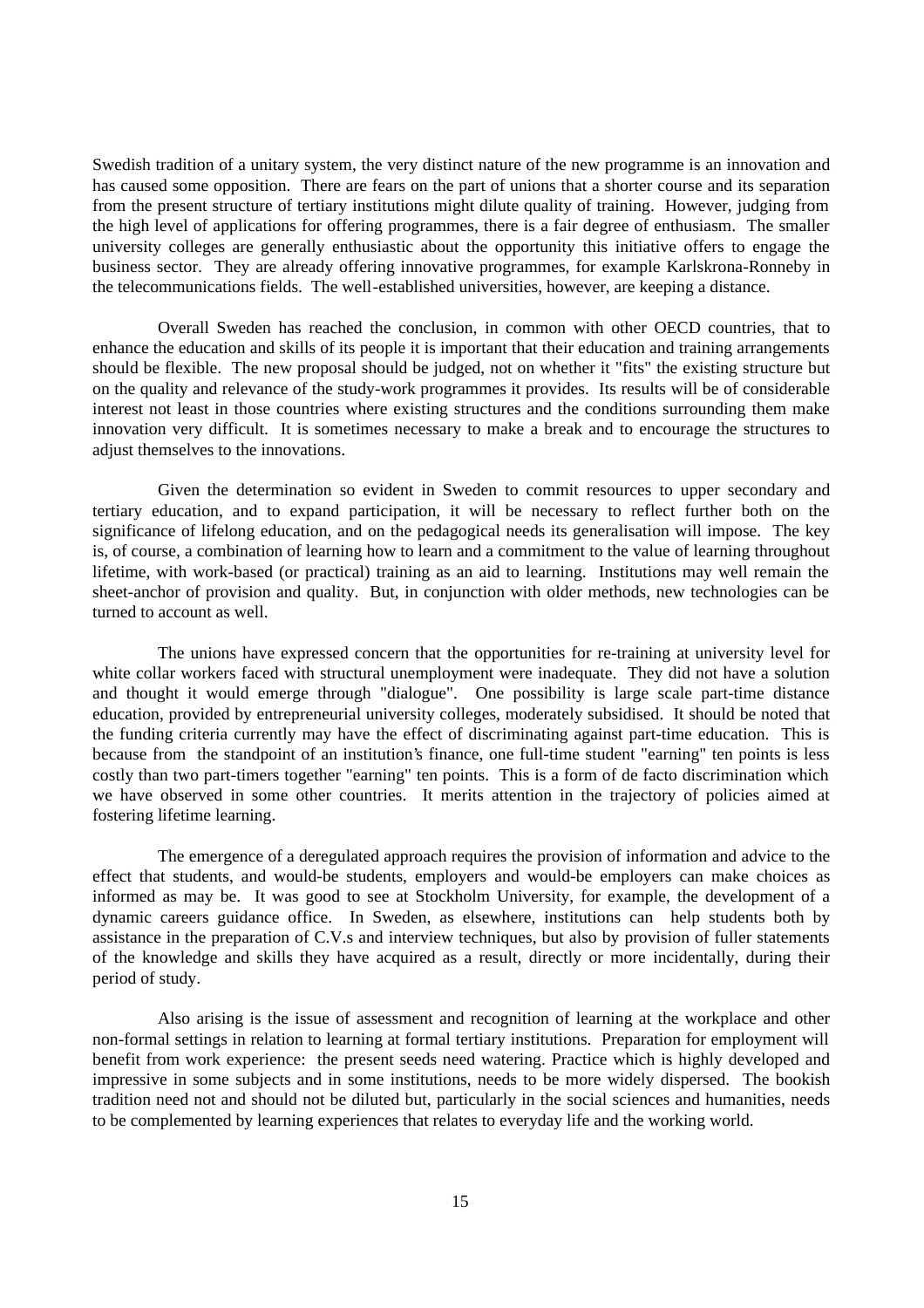Swedish tradition of a unitary system, the very distinct nature of the new programme is an innovation and has caused some opposition. There are fears on the part of unions that a shorter course and its separation from the present structure of tertiary institutions might dilute quality of training. However, judging from the high level of applications for offering programmes, there is a fair degree of enthusiasm. The smaller university colleges are generally enthusiastic about the opportunity this initiative offers to engage the business sector. They are already offering innovative programmes, for example Karlskrona-Ronneby in the telecommunications fields. The well-established universities, however, are keeping a distance.

Overall Sweden has reached the conclusion, in common with other OECD countries, that to enhance the education and skills of its people it is important that their education and training arrangements should be flexible. The new proposal should be judged, not on whether it "fits" the existing structure but on the quality and relevance of the study-work programmes it provides. Its results will be of considerable interest not least in those countries where existing structures and the conditions surrounding them make innovation very difficult. It is sometimes necessary to make a break and to encourage the structures to adjust themselves to the innovations.

Given the determination so evident in Sweden to commit resources to upper secondary and tertiary education, and to expand participation, it will be necessary to reflect further both on the significance of lifelong education, and on the pedagogical needs its generalisation will impose. The key is, of course, a combination of learning how to learn and a commitment to the value of learning throughout lifetime, with work-based (or practical) training as an aid to learning. Institutions may well remain the sheet-anchor of provision and quality. But, in conjunction with older methods, new technologies can be turned to account as well.

The unions have expressed concern that the opportunities for re-training at university level for white collar workers faced with structural unemployment were inadequate. They did not have a solution and thought it would emerge through "dialogue". One possibility is large scale part-time distance education, provided by entrepreneurial university colleges, moderately subsidised. It should be noted that the funding criteria currently may have the effect of discriminating against part-time education. This is because from the standpoint of an institution's finance, one full-time student "earning" ten points is less costly than two part-timers together "earning" ten points. This is a form of de facto discrimination which we have observed in some other countries. It merits attention in the trajectory of policies aimed at fostering lifetime learning.

The emergence of a deregulated approach requires the provision of information and advice to the effect that students, and would-be students, employers and would-be employers can make choices as informed as may be. It was good to see at Stockholm University, for example, the development of a dynamic careers guidance office. In Sweden, as elsewhere, institutions can help students both by assistance in the preparation of C.V.s and interview techniques, but also by provision of fuller statements of the knowledge and skills they have acquired as a result, directly or more incidentally, during their period of study.

Also arising is the issue of assessment and recognition of learning at the workplace and other non-formal settings in relation to learning at formal tertiary institutions. Preparation for employment will benefit from work experience: the present seeds need watering. Practice which is highly developed and impressive in some subjects and in some institutions, needs to be more widely dispersed. The bookish tradition need not and should not be diluted but, particularly in the social sciences and humanities, needs to be complemented by learning experiences that relates to everyday life and the working world.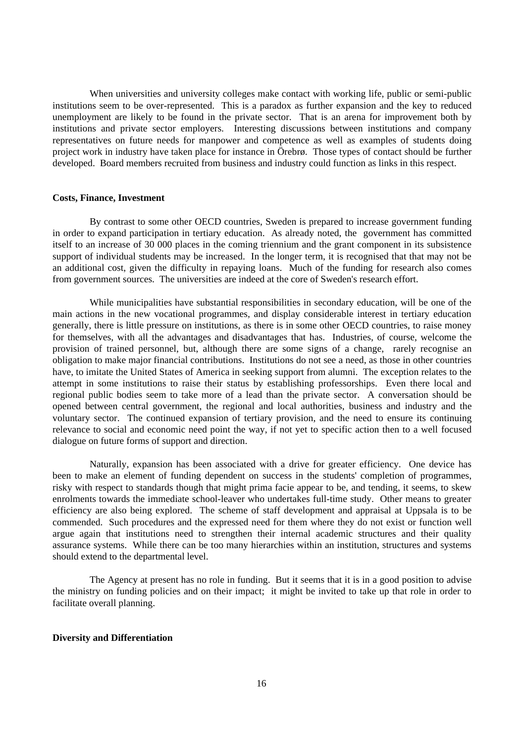When universities and university colleges make contact with working life, public or semi-public institutions seem to be over-represented. This is a paradox as further expansion and the key to reduced unemployment are likely to be found in the private sector. That is an arena for improvement both by institutions and private sector employers. Interesting discussions between institutions and company representatives on future needs for manpower and competence as well as examples of students doing project work in industry have taken place for instance in Örebrø. Those types of contact should be further developed. Board members recruited from business and industry could function as links in this respect.

**Costs, Finance, Investment**

By contrast to some other OECD countries, Sweden is prepared to increase government funding in order to expand participation in tertiary education. As already noted, the government has committed itself to an increase of 30 000 places in the coming triennium and the grant component in its subsistence support of individual students may be increased. In the longer term, it is recognised that that may not be an additional cost, given the difficulty in repaying loans. Much of the funding for research also comes from government sources. The universities are indeed at the core of Sweden's research effort.

While municipalities have substantial responsibilities in secondary education, will be one of the main actions in the new vocational programmes, and display considerable interest in tertiary education generally, there is little pressure on institutions, as there is in some other OECD countries, to raise money for themselves, with all the advantages and disadvantages that has. Industries, of course, welcome the provision of trained personnel, but, although there are some signs of a change, rarely recognise an obligation to make major financial contributions. Institutions do not see a need, as those in other countries have, to imitate the United States of America in seeking support from alumni. The exception relates to the attempt in some institutions to raise their status by establishing professorships. Even there local and regional public bodies seem to take more of a lead than the private sector. A conversation should be opened between central government, the regional and local authorities, business and industry and the voluntary sector. The continued expansion of tertiary provision, and the need to ensure its continuing relevance to social and economic need point the way, if not yet to specific action then to a well focused dialogue on future forms of support and direction.

Naturally, expansion has been associated with a drive for greater efficiency. One device has been to make an element of funding dependent on success in the students' completion of programmes, risky with respect to standards though that might prima facie appear to be, and tending, it seems, to skew enrolments towards the immediate school-leaver who undertakes full-time study. Other means to greater efficiency are also being explored. The scheme of staff development and appraisal at Uppsala is to be commended. Such procedures and the expressed need for them where they do not exist or function well argue again that institutions need to strengthen their internal academic structures and their quality assurance systems. While there can be too many hierarchies within an institution, structures and systems should extend to the departmental level.

The Agency at present has no role in funding. But it seems that it is in a good position to advise the ministry on funding policies and on their impact; it might be invited to take up that role in order to facilitate overall planning.

**Diversity and Differentiation**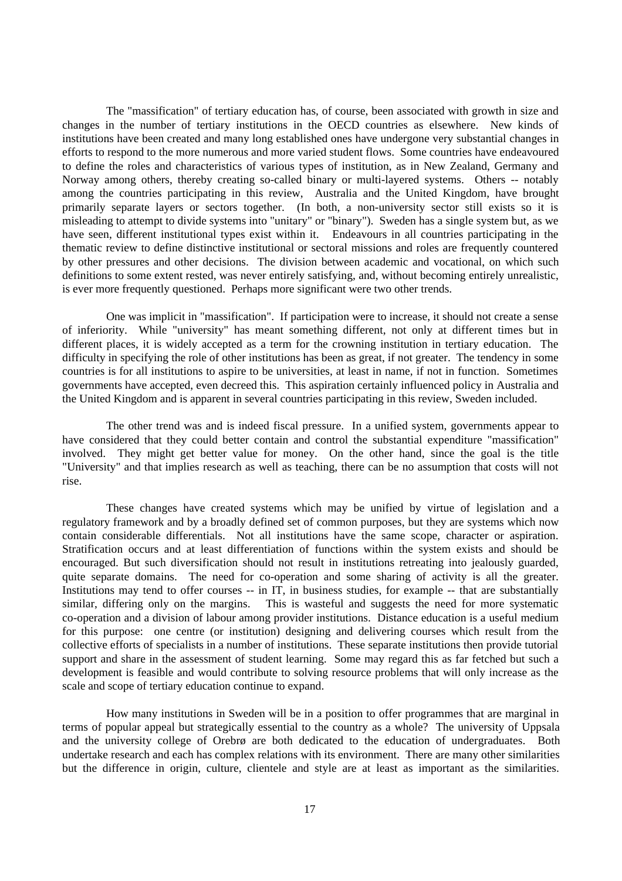The "massification" of tertiary education has, of course, been associated with growth in size and changes in the number of tertiary institutions in the OECD countries as elsewhere. New kinds of institutions have been created and many long established ones have undergone very substantial changes in efforts to respond to the more numerous and more varied student flows. Some countries have endeavoured to define the roles and characteristics of various types of institution, as in New Zealand, Germany and Norway among others, thereby creating so-called binary or multi-layered systems. Others -- notably among the countries participating in this review, Australia and the United Kingdom, have brought primarily separate layers or sectors together. (In both, a non-university sector still exists so it is misleading to attempt to divide systems into "unitary" or "binary"). Sweden has a single system but, as we have seen, different institutional types exist within it. Endeavours in all countries participating in the thematic review to define distinctive institutional or sectoral missions and roles are frequently countered by other pressures and other decisions. The division between academic and vocational, on which such definitions to some extent rested, was never entirely satisfying, and, without becoming entirely unrealistic, is ever more frequently questioned. Perhaps more significant were two other trends.

One was implicit in "massification". If participation were to increase, it should not create a sense of inferiority. While "university" has meant something different, not only at different times but in different places, it is widely accepted as a term for the crowning institution in tertiary education. The difficulty in specifying the role of other institutions has been as great, if not greater. The tendency in some countries is for all institutions to aspire to be universities, at least in name, if not in function. Sometimes governments have accepted, even decreed this. This aspiration certainly influenced policy in Australia and the United Kingdom and is apparent in several countries participating in this review, Sweden included.

The other trend was and is indeed fiscal pressure. In a unified system, governments appear to have considered that they could better contain and control the substantial expenditure "massification" involved. They might get better value for money. On the other hand, since the goal is the title "University" and that implies research as well as teaching, there can be no assumption that costs will not rise.

These changes have created systems which may be unified by virtue of legislation and a regulatory framework and by a broadly defined set of common purposes, but they are systems which now contain considerable differentials. Not all institutions have the same scope, character or aspiration. Stratification occurs and at least differentiation of functions within the system exists and should be encouraged. But such diversification should not result in institutions retreating into jealously guarded, quite separate domains. The need for co-operation and some sharing of activity is all the greater. Institutions may tend to offer courses -- in IT, in business studies, for example -- that are substantially similar, differing only on the margins. This is wasteful and suggests the need for more systematic co-operation and a division of labour among provider institutions. Distance education is a useful medium for this purpose: one centre (or institution) designing and delivering courses which result from the collective efforts of specialists in a number of institutions. These separate institutions then provide tutorial support and share in the assessment of student learning. Some may regard this as far fetched but such a development is feasible and would contribute to solving resource problems that will only increase as the scale and scope of tertiary education continue to expand.

How many institutions in Sweden will be in a position to offer programmes that are marginal in terms of popular appeal but strategically essential to the country as a whole? The university of Uppsala and the university college of Orebrø are both dedicated to the education of undergraduates. Both undertake research and each has complex relations with its environment. There are many other similarities but the difference in origin, culture, clientele and style are at least as important as the similarities.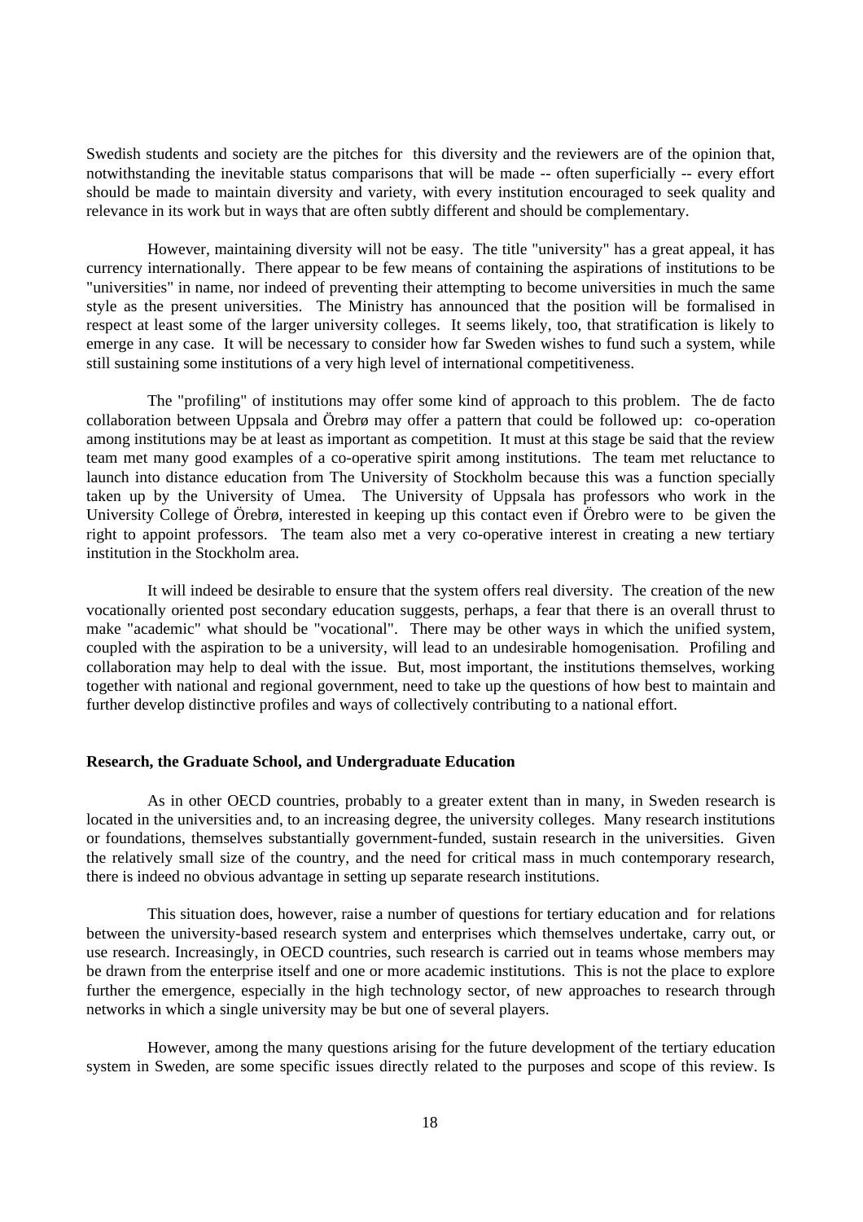Swedish students and society are the pitches for this diversity and the reviewers are of the opinion that, notwithstanding the inevitable status comparisons that will be made -- often superficially -- every effort should be made to maintain diversity and variety, with every institution encouraged to seek quality and relevance in its work but in ways that are often subtly different and should be complementary.

However, maintaining diversity will not be easy. The title "university" has a great appeal, it has currency internationally. There appear to be few means of containing the aspirations of institutions to be "universities" in name, nor indeed of preventing their attempting to become universities in much the same style as the present universities. The Ministry has announced that the position will be formalised in respect at least some of the larger university colleges. It seems likely, too, that stratification is likely to emerge in any case. It will be necessary to consider how far Sweden wishes to fund such a system, while still sustaining some institutions of a very high level of international competitiveness.

The "profiling" of institutions may offer some kind of approach to this problem. The de facto collaboration between Uppsala and Örebrø may offer a pattern that could be followed up: co-operation among institutions may be at least as important as competition. It must at this stage be said that the review team met many good examples of a co-operative spirit among institutions. The team met reluctance to launch into distance education from The University of Stockholm because this was a function specially taken up by the University of Umea. The University of Uppsala has professors who work in the University College of Örebrø, interested in keeping up this contact even if Örebro were to be given the right to appoint professors. The team also met a very co-operative interest in creating a new tertiary institution in the Stockholm area.

It will indeed be desirable to ensure that the system offers real diversity. The creation of the new vocationally oriented post secondary education suggests, perhaps, a fear that there is an overall thrust to make "academic" what should be "vocational". There may be other ways in which the unified system, coupled with the aspiration to be a university, will lead to an undesirable homogenisation. Profiling and collaboration may help to deal with the issue. But, most important, the institutions themselves, working together with national and regional government, need to take up the questions of how best to maintain and further develop distinctive profiles and ways of collectively contributing to a national effort.

**Research, the Graduate School, and Undergraduate Education**

As in other OECD countries, probably to a greater extent than in many, in Sweden research is located in the universities and, to an increasing degree, the university colleges. Many research institutions or foundations, themselves substantially government-funded, sustain research in the universities. Given the relatively small size of the country, and the need for critical mass in much contemporary research, there is indeed no obvious advantage in setting up separate research institutions.

This situation does, however, raise a number of questions for tertiary education and for relations between the university-based research system and enterprises which themselves undertake, carry out, or use research. Increasingly, in OECD countries, such research is carried out in teams whose members may be drawn from the enterprise itself and one or more academic institutions. This is not the place to explore further the emergence, especially in the high technology sector, of new approaches to research through networks in which a single university may be but one of several players.

However, among the many questions arising for the future development of the tertiary education system in Sweden, are some specific issues directly related to the purposes and scope of this review. Is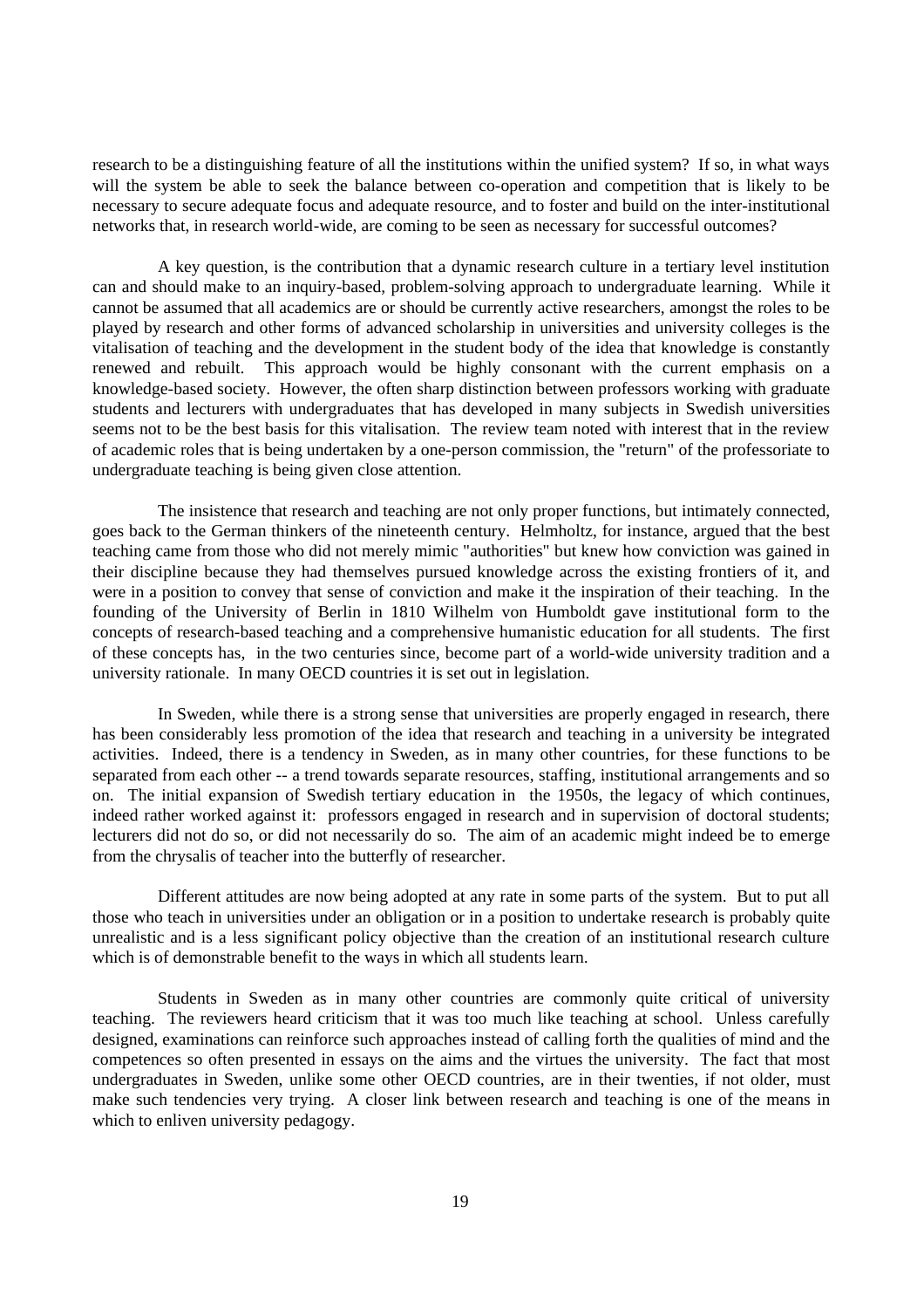research to be a distinguishing feature of all the institutions within the unified system? If so, in what ways will the system be able to seek the balance between co-operation and competition that is likely to be necessary to secure adequate focus and adequate resource, and to foster and build on the inter-institutional networks that, in research world-wide, are coming to be seen as necessary for successful outcomes?

A key question, is the contribution that a dynamic research culture in a tertiary level institution can and should make to an inquiry-based, problem-solving approach to undergraduate learning. While it cannot be assumed that all academics are or should be currently active researchers, amongst the roles to be played by research and other forms of advanced scholarship in universities and university colleges is the vitalisation of teaching and the development in the student body of the idea that knowledge is constantly renewed and rebuilt. This approach would be highly consonant with the current emphasis on a knowledge-based society. However, the often sharp distinction between professors working with graduate students and lecturers with undergraduates that has developed in many subjects in Swedish universities seems not to be the best basis for this vitalisation. The review team noted with interest that in the review of academic roles that is being undertaken by a one-person commission, the "return" of the professoriate to undergraduate teaching is being given close attention.

The insistence that research and teaching are not only proper functions, but intimately connected, goes back to the German thinkers of the nineteenth century. Helmholtz, for instance, argued that the best teaching came from those who did not merely mimic "authorities" but knew how conviction was gained in their discipline because they had themselves pursued knowledge across the existing frontiers of it, and were in a position to convey that sense of conviction and make it the inspiration of their teaching. In the founding of the University of Berlin in 1810 Wilhelm von Humboldt gave institutional form to the concepts of research-based teaching and a comprehensive humanistic education for all students. The first of these concepts has, in the two centuries since, become part of a world-wide university tradition and a university rationale. In many OECD countries it is set out in legislation.

In Sweden, while there is a strong sense that universities are properly engaged in research, there has been considerably less promotion of the idea that research and teaching in a university be integrated activities. Indeed, there is a tendency in Sweden, as in many other countries, for these functions to be separated from each other -- a trend towards separate resources, staffing, institutional arrangements and so on. The initial expansion of Swedish tertiary education in the 1950s, the legacy of which continues, indeed rather worked against it: professors engaged in research and in supervision of doctoral students; lecturers did not do so, or did not necessarily do so. The aim of an academic might indeed be to emerge from the chrysalis of teacher into the butterfly of researcher.

Different attitudes are now being adopted at any rate in some parts of the system. But to put all those who teach in universities under an obligation or in a position to undertake research is probably quite unrealistic and is a less significant policy objective than the creation of an institutional research culture which is of demonstrable benefit to the ways in which all students learn.

Students in Sweden as in many other countries are commonly quite critical of university teaching. The reviewers heard criticism that it was too much like teaching at school. Unless carefully designed, examinations can reinforce such approaches instead of calling forth the qualities of mind and the competences so often presented in essays on the aims and the virtues the university. The fact that most undergraduates in Sweden, unlike some other OECD countries, are in their twenties, if not older, must make such tendencies very trying. A closer link between research and teaching is one of the means in which to enliven university pedagogy.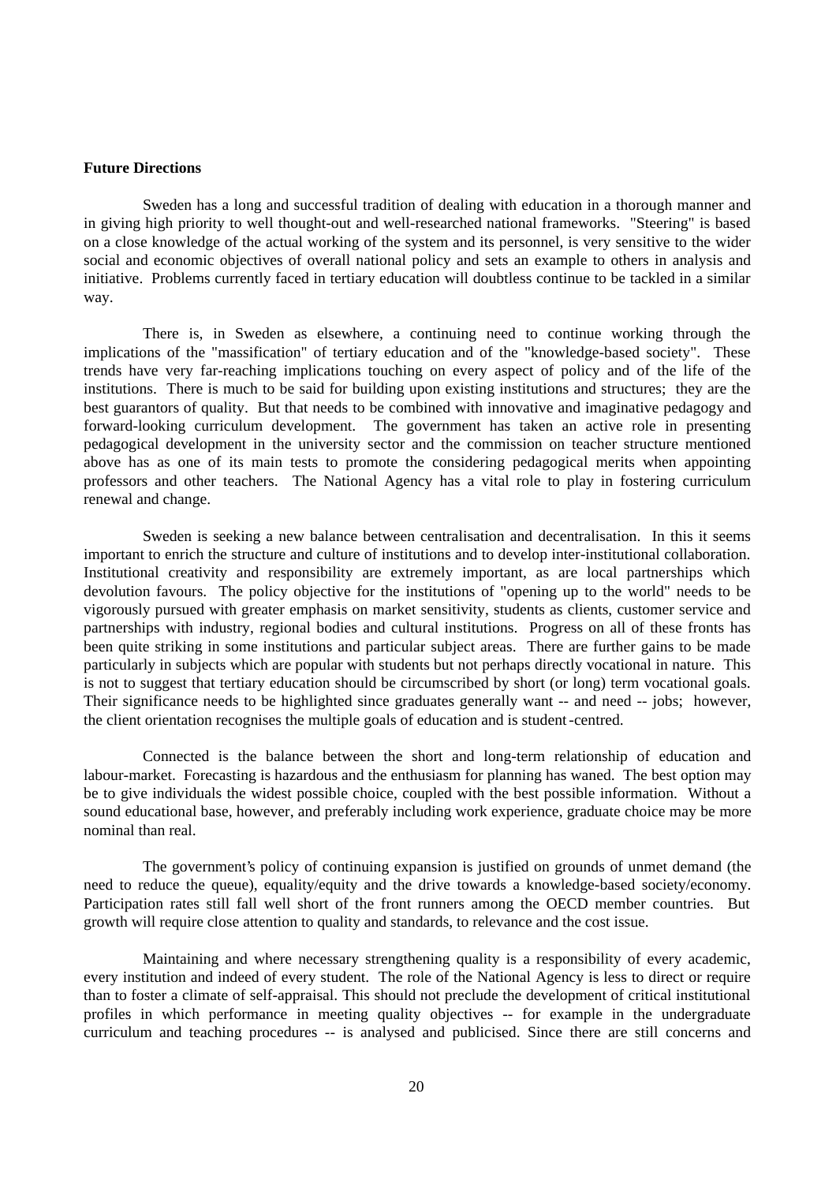**Future Directions**

Sweden has a long and successful tradition of dealing with education in a thorough manner and in giving high priority to well thought-out and well-researched national frameworks. "Steering" is based on a close knowledge of the actual working of the system and its personnel, is very sensitive to the wider social and economic objectives of overall national policy and sets an example to others in analysis and initiative. Problems currently faced in tertiary education will doubtless continue to be tackled in a similar way.

There is, in Sweden as elsewhere, a continuing need to continue working through the implications of the "massification" of tertiary education and of the "knowledge-based society". These trends have very far-reaching implications touching on every aspect of policy and of the life of the institutions. There is much to be said for building upon existing institutions and structures; they are the best guarantors of quality. But that needs to be combined with innovative and imaginative pedagogy and forward-looking curriculum development. The government has taken an active role in presenting pedagogical development in the university sector and the commission on teacher structure mentioned above has as one of its main tests to promote the considering pedagogical merits when appointing professors and other teachers. The National Agency has a vital role to play in fostering curriculum renewal and change.

Sweden is seeking a new balance between centralisation and decentralisation. In this it seems important to enrich the structure and culture of institutions and to develop inter-institutional collaboration. Institutional creativity and responsibility are extremely important, as are local partnerships which devolution favours. The policy objective for the institutions of "opening up to the world" needs to be vigorously pursued with greater emphasis on market sensitivity, students as clients, customer service and partnerships with industry, regional bodies and cultural institutions. Progress on all of these fronts has been quite striking in some institutions and particular subject areas. There are further gains to be made particularly in subjects which are popular with students but not perhaps directly vocational in nature. This is not to suggest that tertiary education should be circumscribed by short (or long) term vocational goals. Their significance needs to be highlighted since graduates generally want -- and need -- jobs; however, the client orientation recognises the multiple goals of education and is student-centred.

Connected is the balance between the short and long-term relationship of education and labour-market. Forecasting is hazardous and the enthusiasm for planning has waned. The best option may be to give individuals the widest possible choice, coupled with the best possible information. Without a sound educational base, however, and preferably including work experience, graduate choice may be more nominal than real.

The government's policy of continuing expansion is justified on grounds of unmet demand (the need to reduce the queue), equality/equity and the drive towards a knowledge-based society/economy. Participation rates still fall well short of the front runners among the OECD member countries. But growth will require close attention to quality and standards, to relevance and the cost issue.

Maintaining and where necessary strengthening quality is a responsibility of every academic, every institution and indeed of every student. The role of the National Agency is less to direct or require than to foster a climate of self-appraisal. This should not preclude the development of critical institutional profiles in which performance in meeting quality objectives -- for example in the undergraduate curriculum and teaching procedures -- is analysed and publicised. Since there are still concerns and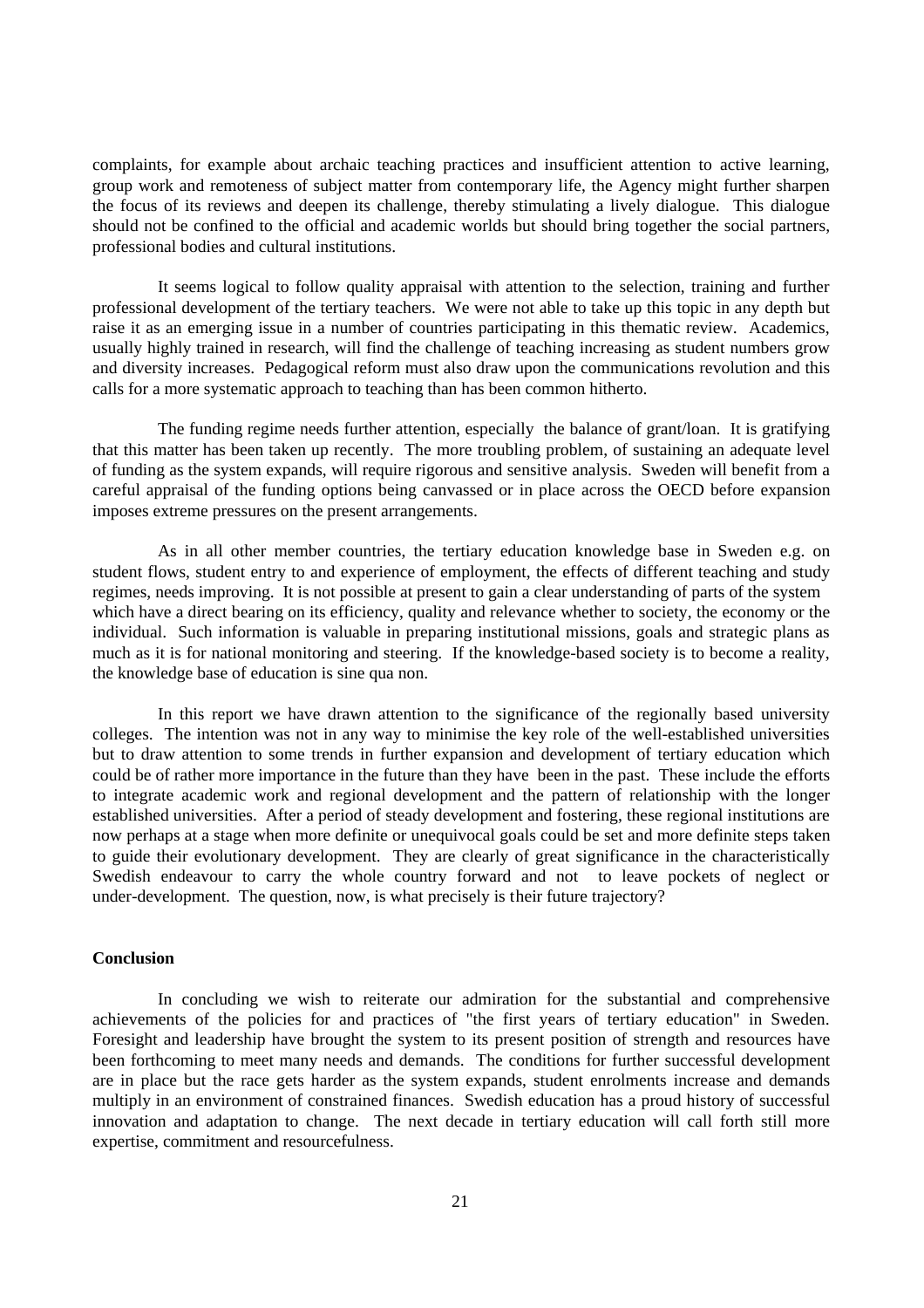complaints, for example about archaic teaching practices and insufficient attention to active learning, group work and remoteness of subject matter from contemporary life, the Agency might further sharpen the focus of its reviews and deepen its challenge, thereby stimulating a lively dialogue. This dialogue should not be confined to the official and academic worlds but should bring together the social partners, professional bodies and cultural institutions.

It seems logical to follow quality appraisal with attention to the selection, training and further professional development of the tertiary teachers. We were not able to take up this topic in any depth but raise it as an emerging issue in a number of countries participating in this thematic review. Academics, usually highly trained in research, will find the challenge of teaching increasing as student numbers grow and diversity increases. Pedagogical reform must also draw upon the communications revolution and this calls for a more systematic approach to teaching than has been common hitherto.

The funding regime needs further attention, especially the balance of grant/loan. It is gratifying that this matter has been taken up recently. The more troubling problem, of sustaining an adequate level of funding as the system expands, will require rigorous and sensitive analysis. Sweden will benefit from a careful appraisal of the funding options being canvassed or in place across the OECD before expansion imposes extreme pressures on the present arrangements.

As in all other member countries, the tertiary education knowledge base in Sweden e.g. on student flows, student entry to and experience of employment, the effects of different teaching and study regimes, needs improving. It is not possible at present to gain a clear understanding of parts of the system which have a direct bearing on its efficiency, quality and relevance whether to society, the economy or the individual. Such information is valuable in preparing institutional missions, goals and strategic plans as much as it is for national monitoring and steering. If the knowledge-based society is to become a reality, the knowledge base of education is sine qua non.

In this report we have drawn attention to the significance of the regionally based university colleges. The intention was not in any way to minimise the key role of the well-established universities but to draw attention to some trends in further expansion and development of tertiary education which could be of rather more importance in the future than they have been in the past. These include the efforts to integrate academic work and regional development and the pattern of relationship with the longer established universities. After a period of steady development and fostering, these regional institutions are now perhaps at a stage when more definite or unequivocal goals could be set and more definite steps taken to guide their evolutionary development. They are clearly of great significance in the characteristically Swedish endeavour to carry the whole country forward and not to leave pockets of neglect or under-development. The question, now, is what precisely is their future trajectory?

**Conclusion**

In concluding we wish to reiterate our admiration for the substantial and comprehensive achievements of the policies for and practices of "the first years of tertiary education" in Sweden. Foresight and leadership have brought the system to its present position of strength and resources have been forthcoming to meet many needs and demands. The conditions for further successful development are in place but the race gets harder as the system expands, student enrolments increase and demands multiply in an environment of constrained finances. Swedish education has a proud history of successful innovation and adaptation to change. The next decade in tertiary education will call forth still more expertise, commitment and resourcefulness.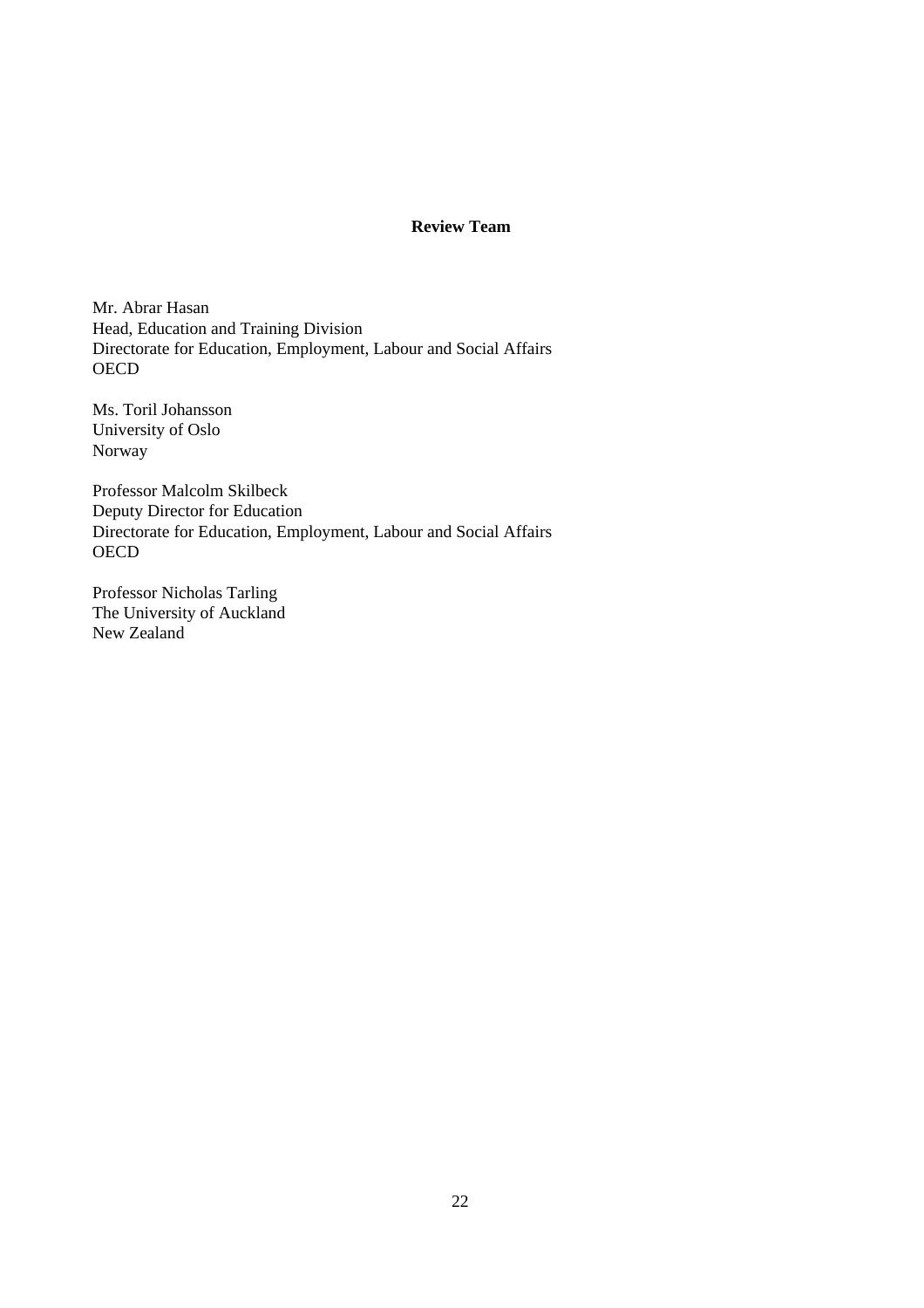**Review Team**

Mr. Abrar Hasan
Head, Education and Training Division
Directorate for Education, Employment, Labour and Social Affairs
OECD

Ms. Toril Johansson
University of Oslo
Norway

Professor Malcolm Skilbeck
Deputy Director for Education
Directorate for Education, Employment, Labour and Social Affairs
OECD

Professor Nicholas Tarling
The University of Auckland
New Zealand